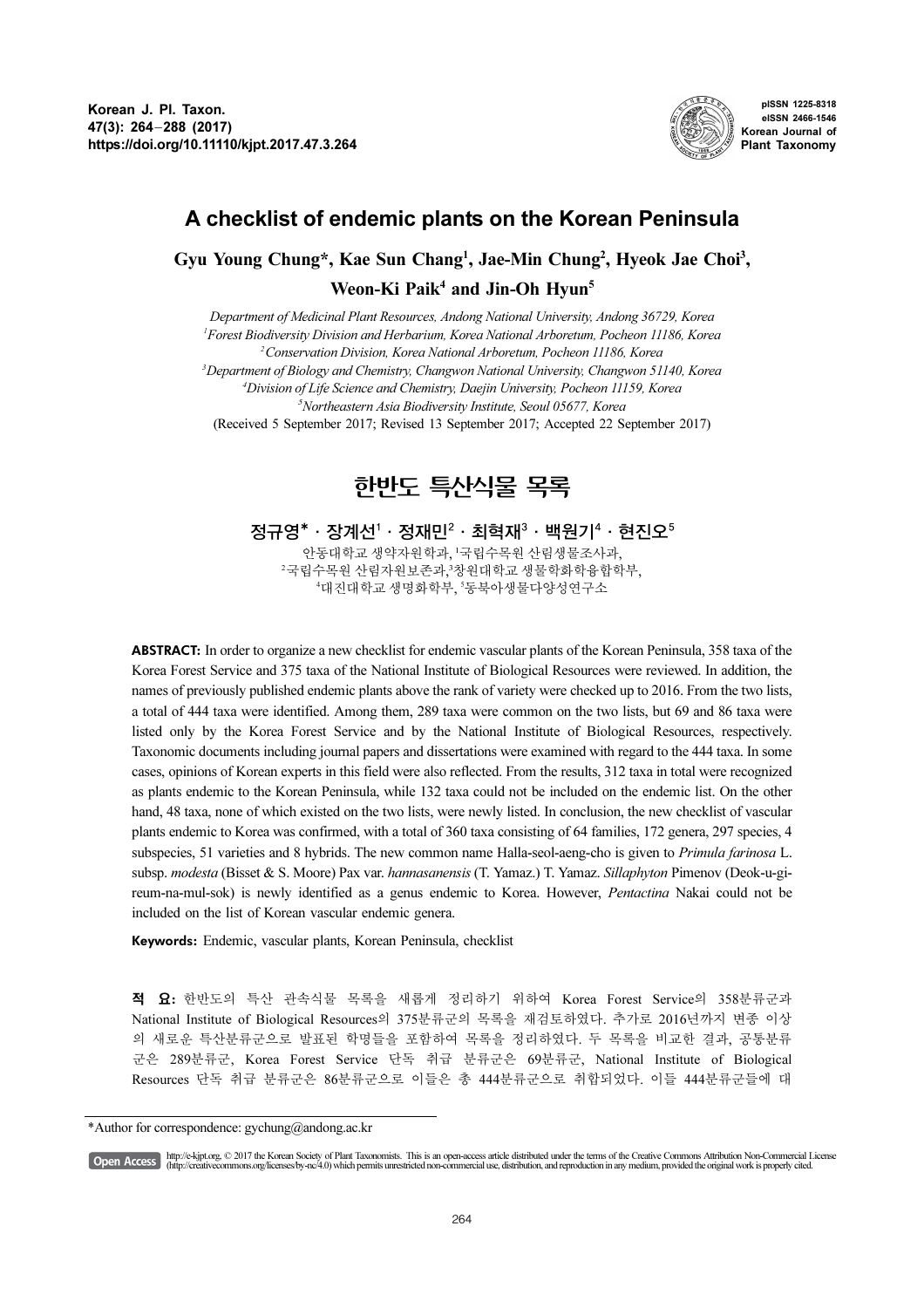# A checklist of endemic plants on the Korean Peninsula

**Gyu Young Chung\*, Kae Sun Chang[1], Jae-Min Chung[2], Hyeok Jae Choi[3], Weon-Ki Paik[4] and Jin-Oh Hyun[5]**

*Department of Medicinal Plant Resources, Andong National University, Andong 36729, Korea*
*[1]Forest Biodiversity Division and Herbarium, Korea National Arboretum, Pocheon 11186, Korea*
*[2]Conservation Division, Korea National Arboretum, Pocheon 11186, Korea*
*[3]Department of Biology and Chemistry, Changwon National University, Changwon 51140, Korea*
*[4]Division of Life Science and Chemistry, Daejin University, Pocheon 11159, Korea*
*[5]Northeastern Asia Biodiversity Institute, Seoul 05677, Korea*
(Received 5 September 2017; Revised 13 September 2017; Accepted 22 September 2017)

# 한반도 특산식물 목록

**정규영\* · 장계선[1] · 정재민[2] · 최혁재[3] · 백원기[4] · 현진오[5]**

안동대학교 생약자원학과, [1]국립수목원 산림생물조사과,
[2]국립수목원 산림자원보존과,[3]창원대학교 생물학화학융합학부,
[4]대진대학교 생명화학부, [5]동북아생물다양성연구소

**ABSTRACT:** In order to organize a new checklist for endemic vascular plants of the Korean Peninsula, 358 taxa of the Korea Forest Service and 375 taxa of the National Institute of Biological Resources were reviewed. In addition, the names of previously published endemic plants above the rank of variety were checked up to 2016. From the two lists, a total of 444 taxa were identified. Among them, 289 taxa were common on the two lists, but 69 and 86 taxa were listed only by the Korea Forest Service and by the National Institute of Biological Resources, respectively. Taxonomic documents including journal papers and dissertations were examined with regard to the 444 taxa. In some cases, opinions of Korean experts in this field were also reflected. From the results, 312 taxa in total were recognized as plants endemic to the Korean Peninsula, while 132 taxa could not be included on the endemic list. On the other hand, 48 taxa, none of which existed on the two lists, were newly listed. In conclusion, the new checklist of vascular plants endemic to Korea was confirmed, with a total of 360 taxa consisting of 64 families, 172 genera, 297 species, 4 subspecies, 51 varieties and 8 hybrids. The new common name Halla-seol-aeng-cho is given to *Primula farinosa* L. subsp. *modesta* (Bisset & S. Moore) Pax var. *hannasanensis* (T. Yamaz.) T. Yamaz. *Sillaphyton* Pimenov (Deok-u-gi-reum-na-mul-sok) is newly identified as a genus endemic to Korea. However, *Pentactina* Nakai could not be included on the list of Korean vascular endemic genera.

**Keywords:** Endemic, vascular plants, Korean Peninsula, checklist

**적 요:** 한반도의 특산 관속식물 목록을 새롭게 정리하기 위하여 Korea Forest Service의 358분류군과 National Institute of Biological Resources의 375분류군의 목록을 재검토하였다. 추가로 2016년까지 변종 이상의 새로운 특산분류군으로 발표된 학명들을 포함하여 목록을 정리하였다. 두 목록을 비교한 결과, 공통분류군은 289분류군, Korea Forest Service 단독 취급 분류군은 69분류군, National Institute of Biological Resources 단독 취급 분류군은 86분류군으로 이들은 총 444분류군으로 취합되었다. 이들 444분류군들에 대

\*Author for correspondence: gychung@andong.ac.kr

Open Access http://e-kjpt.org, © 2017 the Korean Society of Plant Taxonomists. This is an open-access article distributed under the terms of the Creative Commons Attribution Non-Commercial License (http://creativecommons.org/licenses/by-nc/4.0) which permits unrestricted non-commercial use, distribution, and reproduction in any medium, provided the original work is properly cited.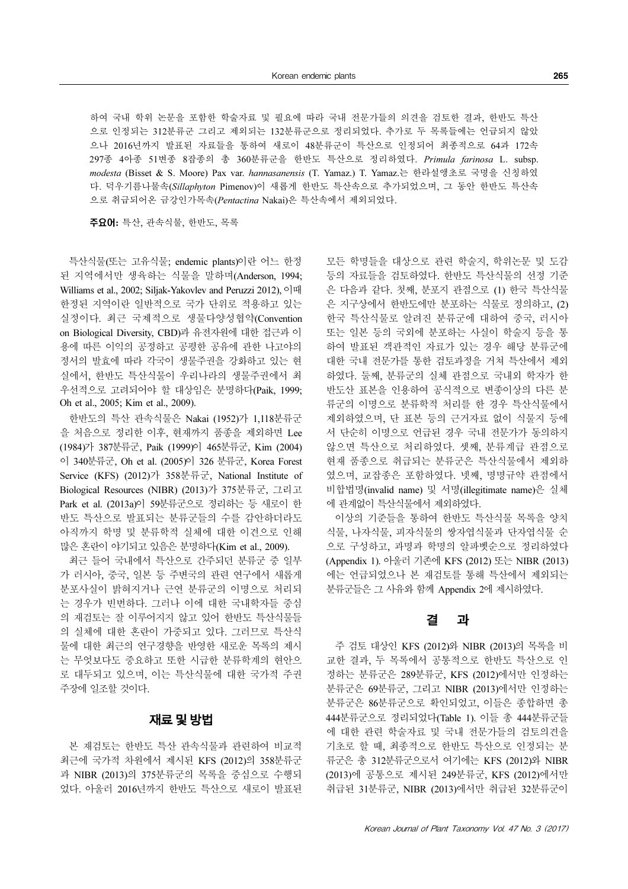하여 국내 학위 논문을 포함한 학술자료 및 필요에 따라 국내 전문가들의 의견을 검토한 결과, 한반도 특산으로 인정되는 312분류군 그리고 제외되는 132분류군으로 정리되었다. 추가로 두 목록들에는 언급되지 않았으나 2016년까지 발표된 자료들을 통하여 새로이 48분류군이 특산으로 인정되어 최종적으로 64과 172속 297종 4아종 51변종 8잡종의 총 360분류군을 한반도 특산으로 정리하였다. *Primula farinosa* L. subsp. *modesta* (Bisset & S. Moore) Pax var. *hannasanensis* (T. Yamaz.) T. Yamaz.는 한라설앵초로 국명을 신칭하였다. 덕우기름나물속(*Sillaphyton* Pimenov)이 새롭게 한반도 특산속으로 추가되었으며, 그 동안 한반도 특산속으로 취급되어온 금강인가목속(*Pentactina* Nakai)은 특산속에서 제외되었다.

**주요어:** 특산, 관속식물, 한반도, 목록

특산식물(또는 고유식물; endemic plants)이란 어느 한정된 지역에서만 생육하는 식물을 말하며(Anderson, 1994; Williams et al., 2002; Siljak-Yakovlev and Peruzzi 2012), 이때 한정된 지역이란 일반적으로 국가 단위로 적용하고 있는 실정이다. 최근 국제적으로 생물다양성협약(Convention on Biological Diversity, CBD)과 유전자원에 대한 접근과 이용에 따른 이익의 공정하고 공평한 공유에 관한 나고야의 정서의 발효에 따라 각국이 생물주권을 강화하고 있는 현실에서, 한반도 특산식물이 우리나라의 생물주권에서 최우선적으로 고려되어야 할 대상임은 분명하다(Paik, 1999; Oh et al., 2005; Kim et al., 2009).

한반도의 특산 관속식물은 Nakai (1952)가 1,118분류군을 처음으로 정리한 이후, 현재까지 품종을 제외하면 Lee (1984)가 387분류군, Paik (1999)이 465분류군, Kim (2004)이 340분류군, Oh et al. (2005)이 326 분류군, Korea Forest Service (KFS) (2012)가 358분류군, National Institute of Biological Resources (NIBR) (2013)가 375분류군, 그리고 Park et al. (2013a)이 59분류군으로 정리하는 등 새로이 한반도 특산으로 발표되는 분류군들의 수를 감안하더라도 아직까지 학명 및 분류학적 실체에 대한 이견으로 인해 많은 혼란이 야기되고 있음은 분명하다(Kim et al., 2009).

최근 들어 국내에서 특산으로 간주되던 분류군 중 일부가 러시아, 중국, 일본 등 주변국의 관련 연구에서 새롭게 분포사실이 밝혀지거나 근연 분류군의 이명으로 처리되는 경우가 빈번하다. 그러나 이에 대한 국내학자들 중심의 재검토는 잘 이루어지지 않고 있어 한반도 특산식물들의 실체에 대한 혼란이 가중되고 있다. 그러므로 특산식물에 대한 최근의 연구경향을 반영한 새로운 목록의 제시는 무엇보다도 중요하고 또한 시급한 분류학계의 현안으로 대두되고 있으며, 이는 특산식물에 대한 국가적 주권 주장에 일조할 것이다.

## 재료 및 방법

본 재검토는 한반도 특산 관속식물과 관련하여 비교적 최근에 국가적 차원에서 제시된 KFS (2012)의 358분류군과 NIBR (2013)의 375분류군의 목록을 중심으로 수행되었다. 아울러 2016년까지 한반도 특산으로 새로이 발표된 모든 학명들을 대상으로 관련 학술지, 학위논문 및 도감 등의 자료들을 검토하였다. 한반도 특산식물의 선정 기준은 다음과 같다. 첫째, 분포지 관점으로 (1) 한국 특산식물은 지구상에서 한반도에만 분포하는 식물로 정의하고, (2) 한국 특산식물로 알려진 분류군에 대하여 중국, 러시아 또는 일본 등의 국외에 분포하는 사실이 학술지 등을 통하여 발표된 객관적인 자료가 있는 경우 해당 분류군에 대한 국내 전문가를 통한 검토과정을 거쳐 특산에서 제외하였다. 둘째, 분류군의 실체 관점으로 국내외 학자가 한반도산 표본을 인용하여 공식적으로 변종이상의 다른 분류군의 이명으로 분류학적 처리를 한 경우 특산식물에서 제외하였으며, 단 표본 등의 근거자료 없이 식물지 등에서 단순히 이명으로 언급된 경우 국내 전문가가 동의하지 않으면 특산으로 처리하였다. 셋째, 분류계급 관점으로 현재 품종으로 취급되는 분류군은 특산식물에서 제외하였으며, 교잡종은 포함하였다. 넷째, 명명규약 관점에서 비합법명(invalid name) 및 서명(illegitimate name)은 실체에 관계없이 특산식물에서 제외하였다.

이상의 기준들을 통하여 한반도 특산식물 목록을 양치식물, 나자식물, 피자식물의 쌍자엽식물과 단자엽식물 순으로 구성하고, 과명과 학명의 알파벳순으로 정리하였다(Appendix 1). 아울러 기존에 KFS (2012) 또는 NIBR (2013)에는 언급되었으나 본 재검토를 통해 특산에서 제외되는 분류군들은 그 사유와 함께 Appendix 2에 제시하였다.

## 결 과

주 검토 대상인 KFS (2012)와 NIBR (2013)의 목록을 비교한 결과, 두 목록에서 공통적으로 한반도 특산으로 인정하는 분류군은 289분류군, KFS (2012)에서만 인정하는 분류군은 69분류군, 그리고 NIBR (2013)에서만 인정하는 분류군은 86분류군으로 확인되었고, 이들은 종합하면 총 444분류군으로 정리되었다(Table 1). 이들 총 444분류군들에 대한 관련 학술자료 및 국내 전문가들의 검토의견을 기초로 할 때, 최종적으로 한반도 특산으로 인정되는 분류군은 총 312분류군으로서 여기에는 KFS (2012)와 NIBR (2013)에 공통으로 제시된 249분류군, KFS (2012)에서만 취급된 31분류군, NIBR (2013)에서만 취급된 32분류군이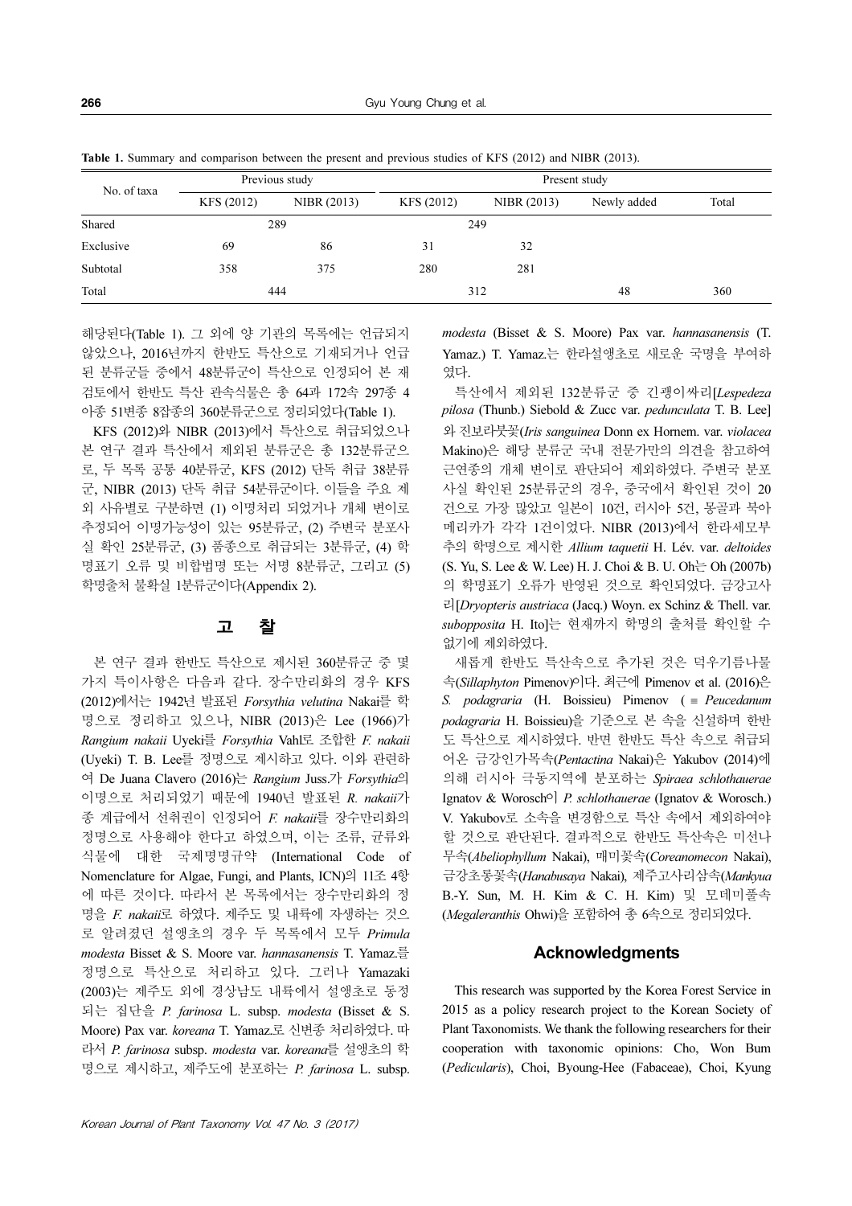**Table 1.** Summary and comparison between the present and previous studies of KFS (2012) and NIBR (2013).

| No. of taxa | Previous study | | Present study | | | |
|---|---|---|---|---|---|---|
| | KFS (2012) | NIBR (2013) | KFS (2012) | NIBR (2013) | Newly added | Total |
| Shared | 289 | | 249 | | | |
| Exclusive | 69 | 86 | 31 | 32 | | |
| Subtotal | 358 | 375 | 280 | 281 | | |
| Total | 444 | | 312 | | 48 | 360 |

해당된다(Table 1). 그 외에 양 기관의 목록에는 언급되지 않았으나, 2016년까지 한반도 특산으로 기재되거나 언급된 분류군들 중에서 48분류군이 특산으로 인정되어 본 재검토에서 한반도 특산 관속식물은 총 64과 172속 297종 4아종 51변종 8잡종의 360분류군으로 정리되었다(Table 1).

KFS (2012)와 NIBR (2013)에서 특산으로 취급되었으나 본 연구 결과 특산에서 제외된 분류군은 총 132분류군으로, 두 목록 공통 40분류군, KFS (2012) 단독 취급 38분류군, NIBR (2013) 단독 취급 54분류군이다. 이들을 주요 제외 사유별로 구분하면 (1) 이명처리 되었거나 개체 변이로 추정되어 이명가능성이 있는 95분류군, (2) 주변국 분포사실 확인 25분류군, (3) 품종으로 취급되는 3분류군, (4) 학명표기 오류 및 비합법명 또는 서명 8분류군, 그리고 (5) 학명출처 불확실 1분류군이다(Appendix 2).

## 고 찰

본 연구 결과 한반도 특산으로 제시된 360분류군 중 몇 가지 특이사항은 다음과 같다. 장수만리화의 경우 KFS (2012)에서는 1942년 발표된 *Forsythia velutina* Nakai를 학명으로 정리하고 있으나, NIBR (2013)은 Lee (1966)가 *Rangium nakaii* Uyeki를 *Forsythia* Vahl로 조합한 *F. nakaii* (Uyeki) T. B. Lee를 정명으로 제시하고 있다. 이와 관련하여 De Juana Clavero (2016)는 *Rangium* Juss.가 *Forsythia*의 이명으로 처리되었기 때문에 1940년 발표된 *R. nakaii*가 종 계급에서 선취권이 인정되어 *F. nakaii*를 장수만리화의 정명으로 사용해야 한다고 하였으며, 이는 조류, 균류와 식물에 대한 국제명명규약 (International Code of Nomenclature for Algae, Fungi, and Plants, ICN)의 11조 4항에 따른 것이다. 따라서 본 목록에서는 장수만리화의 정명을 *F. nakaii*로 하였다. 제주도 및 내륙에 자생하는 것으로 알려졌던 설앵초의 경우 두 목록에서 모두 *Primula modesta* Bisset & S. Moore var. *hannasanensis* T. Yamaz.를 정명으로 특산으로 처리하고 있다. 그러나 Yamazaki (2003)는 제주도 외에 경상남도 내륙에서 설앵초로 동정되는 집단을 *P. farinosa* L. subsp. *modesta* (Bisset & S. Moore) Pax var. *koreana* T. Yamaz.로 신변종 처리하였다. 따라서 *P. farinosa* subsp. *modesta* var. *koreana*를 설앵초의 학명으로 제시하고, 제주도에 분포하는 *P. farinosa* L. subsp. *modesta* (Bisset & S. Moore) Pax var. *hannasanensis* (T. Yamaz.) T. Yamaz.는 한라설앵초로 새로운 국명을 부여하였다.

특산에서 제외된 132분류군 중 긴꽁이싸리[*Lespedeza pilosa* (Thunb.) Siebold & Zucc var. *pedunculata* T. B. Lee]와 진보라붓꽃(*Iris sanguinea* Donn ex Hornem. var. *violacea* Makino)은 해당 분류군 국내 전문가만의 의견을 참고하여 근연종의 개체 변이로 판단되어 제외하였다. 주변국 분포 사실 확인된 25분류군의 경우, 중국에서 확인된 것이 20건으로 가장 많았고 일본이 10건, 러시아 5건, 몽골과 북아메리카가 각각 1건이었다. NIBR (2013)에서 한라세모부추의 학명으로 제시한 *Allium taquetii* H. Lév. var. *deltoides* (S. Yu, S. Lee & W. Lee) H. J. Choi & B. U. Oh는 Oh (2007b)의 학명표기 오류가 반영된 것으로 확인되었다. 금강고사리[*Dryopteris austriaca* (Jacq.) Woyn. ex Schinz & Thell. var. *subopposita* H. Ito]는 현재까지 학명의 출처를 확인할 수 없기에 제외하였다.

새롭게 한반도 특산속으로 추가된 것은 덕우기름나물속(*Sillaphyton* Pimenov)이다. 최근에 Pimenov et al. (2016)은 *S. podagraria* (H. Boissieu) Pimenov (≡ *Peucedanum podagraria* H. Boissieu)을 기준으로 본 속을 신설하며 한반도 특산으로 제시하였다. 반면 한반도 특산 속으로 취급되어온 금강인가목속(*Pentactina* Nakai)은 Yakubov (2014)에 의해 러시아 극동지역에 분포하는 *Spiraea schlothauerae* Ignatov & Worosch이 *P. schlothauerae* (Ignatov & Worosch.) V. Yakubov로 소속을 변경함으로 특산 속에서 제외하여야 할 것으로 판단된다. 결과적으로 한반도 특산속은 미선나무속(*Abeliophyllum* Nakai), 매미꽃속(*Coreanomecon* Nakai), 금강초롱꽃속(*Hanabusaya* Nakai), 제주고사리삼속(*Mankyua* B.-Y. Sun, M. H. Kim & C. H. Kim) 및 모데미풀속(*Megaleranthis* Ohwi)을 포함하여 총 6속으로 정리되었다.

## Acknowledgments

This research was supported by the Korea Forest Service in 2015 as a policy research project to the Korean Society of Plant Taxonomists. We thank the following researchers for their cooperation with taxonomic opinions: Cho, Won Bum (*Pedicularis*), Choi, Byoung-Hee (Fabaceae), Choi, Kyung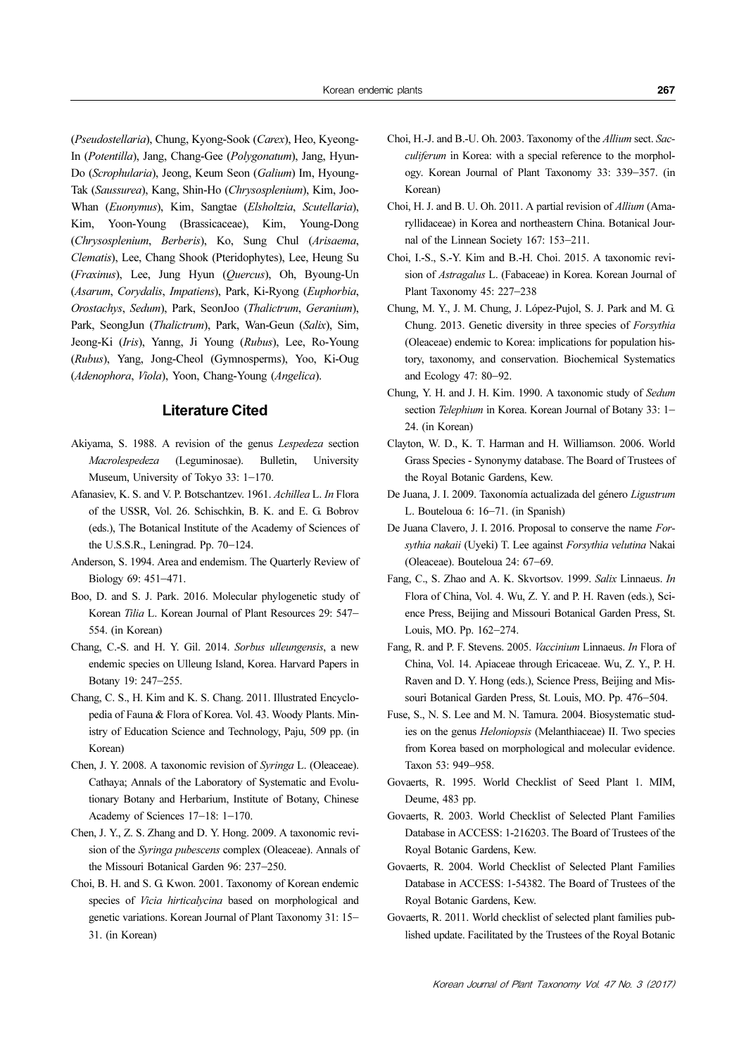(*Pseudostellaria*), Chung, Kyong-Sook (*Carex*), Heo, Kyeong-In (*Potentilla*), Jang, Chang-Gee (*Polygonatum*), Jang, Hyun-Do (*Scrophularia*), Jeong, Keum Seon (*Galium*) Im, Hyoung-Tak (*Saussurea*), Kang, Shin-Ho (*Chrysosplenium*), Kim, Joo-Whan (*Euonymus*), Kim, Sangtae (*Elsholtzia*, *Scutellaria*), Kim, Yoon-Young (Brassicaceae), Kim, Young-Dong (*Chrysosplenium*, *Berberis*), Ko, Sung Chul (*Arisaema*, *Clematis*), Lee, Chang Shook (Pteridophytes), Lee, Heung Su (*Fraxinus*), Lee, Jung Hyun (*Quercus*), Oh, Byoung-Un (*Asarum*, *Corydalis*, *Impatiens*), Park, Ki-Ryong (*Euphorbia*, *Orostachys*, *Sedum*), Park, SeonJoo (*Thalictrum*, *Geranium*), Park, SeongJun (*Thalictrum*), Park, Wan-Geun (*Salix*), Sim, Jeong-Ki (*Iris*), Yanng, Ji Young (*Rubus*), Lee, Ro-Young (*Rubus*), Yang, Jong-Cheol (Gymnosperms), Yoo, Ki-Oug (*Adenophora*, *Viola*), Yoon, Chang-Young (*Angelica*).

## Literature Cited

Akiyama, S. 1988. A revision of the genus *Lespedeza* section *Macrolespedeza* (Leguminosae). Bulletin, University Museum, University of Tokyo 33: 1–170.

Afanasiev, K. S. and V. P. Botschantzev. 1961. *Achillea* L. *In* Flora of the USSR, Vol. 26. Schischkin, B. K. and E. G. Bobrov (eds.), The Botanical Institute of the Academy of Sciences of the U.S.S.R., Leningrad. Pp. 70–124.

Anderson, S. 1994. Area and endemism. The Quarterly Review of Biology 69: 451–471.

Boo, D. and S. J. Park. 2016. Molecular phylogenetic study of Korean *Tilia* L. Korean Journal of Plant Resources 29: 547–554. (in Korean)

Chang, C.-S. and H. Y. Gil. 2014. *Sorbus ulleungensis*, a new endemic species on Ulleung Island, Korea. Harvard Papers in Botany 19: 247–255.

Chang, C. S., H. Kim and K. S. Chang. 2011. Illustrated Encyclopedia of Fauna & Flora of Korea. Vol. 43. Woody Plants. Ministry of Education Science and Technology, Paju, 509 pp. (in Korean)

Chen, J. Y. 2008. A taxonomic revision of *Syringa* L. (Oleaceae). Cathaya; Annals of the Laboratory of Systematic and Evolutionary Botany and Herbarium, Institute of Botany, Chinese Academy of Sciences 17–18: 1–170.

Chen, J. Y., Z. S. Zhang and D. Y. Hong. 2009. A taxonomic revision of the *Syringa pubescens* complex (Oleaceae). Annals of the Missouri Botanical Garden 96: 237–250.

Choi, B. H. and S. G. Kwon. 2001. Taxonomy of Korean endemic species of *Vicia hirticalycina* based on morphological and genetic variations. Korean Journal of Plant Taxonomy 31: 15–31. (in Korean)

Choi, H.-J. and B.-U. Oh. 2003. Taxonomy of the *Allium* sect. *Sacculiferum* in Korea: with a special reference to the morphology. Korean Journal of Plant Taxonomy 33: 339–357. (in Korean)

Choi, H. J. and B. U. Oh. 2011. A partial revision of *Allium* (Amaryllidaceae) in Korea and northeastern China. Botanical Journal of the Linnean Society 167: 153–211.

Choi, I.-S., S.-Y. Kim and B.-H. Choi. 2015. A taxonomic revision of *Astragalus* L. (Fabaceae) in Korea. Korean Journal of Plant Taxonomy 45: 227–238

Chung, M. Y., J. M. Chung, J. López-Pujol, S. J. Park and M. G. Chung. 2013. Genetic diversity in three species of *Forsythia* (Oleaceae) endemic to Korea: implications for population history, taxonomy, and conservation. Biochemical Systematics and Ecology 47: 80–92.

Chung, Y. H. and J. H. Kim. 1990. A taxonomic study of *Sedum* section *Telephium* in Korea. Korean Journal of Botany 33: 1–24. (in Korean)

Clayton, W. D., K. T. Harman and H. Williamson. 2006. World Grass Species - Synonymy database. The Board of Trustees of the Royal Botanic Gardens, Kew.

De Juana, J. I. 2009. Taxonomía actualizada del género *Ligustrum* L. Bouteloua 6: 16–71. (in Spanish)

De Juana Clavero, J. I. 2016. Proposal to conserve the name *Forsythia nakaii* (Uyeki) T. Lee against *Forsythia velutina* Nakai (Oleaceae). Bouteloua 24: 67–69.

Fang, C., S. Zhao and A. K. Skvortsov. 1999. *Salix* Linnaeus. *In* Flora of China, Vol. 4. Wu, Z. Y. and P. H. Raven (eds.), Science Press, Beijing and Missouri Botanical Garden Press, St. Louis, MO. Pp. 162–274.

Fang, R. and P. F. Stevens. 2005. *Vaccinium* Linnaeus. *In* Flora of China, Vol. 14. Apiaceae through Ericaceae. Wu, Z. Y., P. H. Raven and D. Y. Hong (eds.), Science Press, Beijing and Missouri Botanical Garden Press, St. Louis, MO. Pp. 476–504.

Fuse, S., N. S. Lee and M. N. Tamura. 2004. Biosystematic studies on the genus *Heloniopsis* (Melanthiaceae) II. Two species from Korea based on morphological and molecular evidence. Taxon 53: 949–958.

Govaerts, R. 1995. World Checklist of Seed Plant 1. MIM, Deume, 483 pp.

Govaerts, R. 2003. World Checklist of Selected Plant Families Database in ACCESS: 1-216203. The Board of Trustees of the Royal Botanic Gardens, Kew.

Govaerts, R. 2004. World Checklist of Selected Plant Families Database in ACCESS: 1-54382. The Board of Trustees of the Royal Botanic Gardens, Kew.

Govaerts, R. 2011. World checklist of selected plant families published update. Facilitated by the Trustees of the Royal Botanic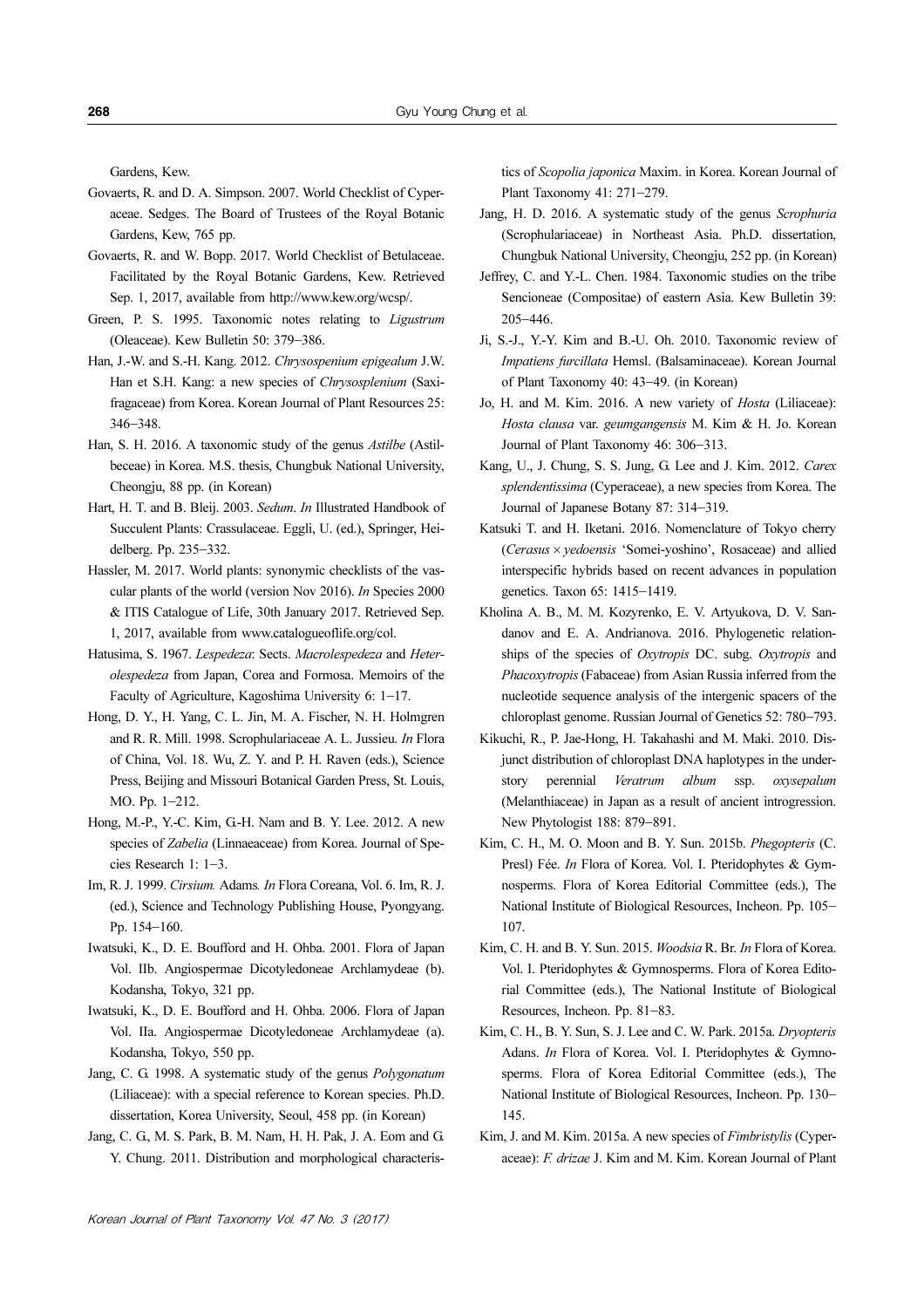Gardens, Kew.

Govaerts, R. and D. A. Simpson. 2007. World Checklist of Cyperaceae. Sedges. The Board of Trustees of the Royal Botanic Gardens, Kew, 765 pp.

Govaerts, R. and W. Bopp. 2017. World Checklist of Betulaceae. Facilitated by the Royal Botanic Gardens, Kew. Retrieved Sep. 1, 2017, available from http://www.kew.org/wcsp/.

Green, P. S. 1995. Taxonomic notes relating to *Ligustrum* (Oleaceae). Kew Bulletin 50: 379–386.

Han, J.-W. and S.-H. Kang. 2012. *Chrysospenium epigealum* J.W. Han et S.H. Kang: a new species of *Chrysosplenium* (Saxifragaceae) from Korea. Korean Journal of Plant Resources 25: 346–348.

Han, S. H. 2016. A taxonomic study of the genus *Astilbe* (Astilbeceae) in Korea. M.S. thesis, Chungbuk National University, Cheongju, 88 pp. (in Korean)

Hart, H. T. and B. Bleij. 2003. *Sedum*. *In* Illustrated Handbook of Succulent Plants: Crassulaceae. Eggli, U. (ed.), Springer, Heidelberg. Pp. 235–332.

Hassler, M. 2017. World plants: synonymic checklists of the vascular plants of the world (version Nov 2016). *In* Species 2000 & ITIS Catalogue of Life, 30th January 2017. Retrieved Sep. 1, 2017, available from www.catalogueoflife.org/col.

Hatusima, S. 1967. *Lespedeza*: Sects. *Macrolespedeza* and *Heterolespedeza* from Japan, Corea and Formosa. Memoirs of the Faculty of Agriculture, Kagoshima University 6: 1–17.

Hong, D. Y., H. Yang, C. L. Jin, M. A. Fischer, N. H. Holmgren and R. R. Mill. 1998. Scrophulariaceae A. L. Jussieu. *In* Flora of China, Vol. 18. Wu, Z. Y. and P. H. Raven (eds.), Science Press, Beijing and Missouri Botanical Garden Press, St. Louis, MO. Pp. 1–212.

Hong, M.-P., Y.-C. Kim, G.-H. Nam and B. Y. Lee. 2012. A new species of *Zabelia* (Linnaeaceae) from Korea. Journal of Species Research 1: 1–3.

Im, R. J. 1999. *Cirsium.* Adams*. In* Flora Coreana, Vol. 6. Im, R. J. (ed.), Science and Technology Publishing House, Pyongyang. Pp. 154–160.

Iwatsuki, K., D. E. Boufford and H. Ohba. 2001. Flora of Japan Vol. IIb. Angiospermae Dicotyledoneae Archlamydeae (b). Kodansha, Tokyo, 321 pp.

Iwatsuki, K., D. E. Boufford and H. Ohba. 2006. Flora of Japan Vol. IIa. Angiospermae Dicotyledoneae Archlamydeae (a). Kodansha, Tokyo, 550 pp.

Jang, C. G. 1998. A systematic study of the genus *Polygonatum* (Liliaceae): with a special reference to Korean species. Ph.D. dissertation, Korea University, Seoul, 458 pp. (in Korean)

Jang, C. G., M. S. Park, B. M. Nam, H. H. Pak, J. A. Eom and G. Y. Chung. 2011. Distribution and morphological characteristics of *Scopolia japonica* Maxim. in Korea. Korean Journal of Plant Taxonomy 41: 271–279.

Jang, H. D. 2016. A systematic study of the genus *Scrophuria* (Scrophulariaceae) in Northeast Asia. Ph.D. dissertation, Chungbuk National University, Cheongju, 252 pp. (in Korean)

Jeffrey, C. and Y.-L. Chen. 1984. Taxonomic studies on the tribe Sencioneae (Compositae) of eastern Asia. Kew Bulletin 39: 205–446.

Ji, S.-J., Y.-Y. Kim and B.-U. Oh. 2010. Taxonomic review of *Impatiens furcillata* Hemsl. (Balsaminaceae). Korean Journal of Plant Taxonomy 40: 43–49. (in Korean)

Jo, H. and M. Kim. 2016. A new variety of *Hosta* (Liliaceae): *Hosta clausa* var. *geumgangensis* M. Kim & H. Jo. Korean Journal of Plant Taxonomy 46: 306–313.

Kang, U., J. Chung, S. S. Jung, G. Lee and J. Kim. 2012. *Carex splendentissima* (Cyperaceae), a new species from Korea. The Journal of Japanese Botany 87: 314–319.

Katsuki T. and H. Iketani. 2016. Nomenclature of Tokyo cherry (*Cerasus* × *yedoensis* 'Somei-yoshino', Rosaceae) and allied interspecific hybrids based on recent advances in population genetics. Taxon 65: 1415–1419.

Kholina A. B., M. M. Kozyrenko, E. V. Artyukova, D. V. Sandanov and E. A. Andrianova. 2016. Phylogenetic relationships of the species of *Oxytropis* DC. subg. *Oxytropis* and *Phacoxytropis* (Fabaceae) from Asian Russia inferred from the nucleotide sequence analysis of the intergenic spacers of the chloroplast genome. Russian Journal of Genetics 52: 780–793.

Kikuchi, R., P. Jae-Hong, H. Takahashi and M. Maki. 2010. Disjunct distribution of chloroplast DNA haplotypes in the understory perennial *Veratrum album* ssp. *oxysepalum* (Melanthiaceae) in Japan as a result of ancient introgression. New Phytologist 188: 879–891.

Kim, C. H., M. O. Moon and B. Y. Sun. 2015b. *Phegopteris* (C. Presl) Fée. *In* Flora of Korea. Vol. I. Pteridophytes & Gymnosperms. Flora of Korea Editorial Committee (eds.), The National Institute of Biological Resources, Incheon. Pp. 105–107.

Kim, C. H. and B. Y. Sun. 2015. *Woodsia* R. Br. *In* Flora of Korea. Vol. I. Pteridophytes & Gymnosperms. Flora of Korea Editorial Committee (eds.), The National Institute of Biological Resources, Incheon. Pp. 81–83.

Kim, C. H., B. Y. Sun, S. J. Lee and C. W. Park. 2015a. *Dryopteris* Adans. *In* Flora of Korea. Vol. I. Pteridophytes & Gymnosperms. Flora of Korea Editorial Committee (eds.), The National Institute of Biological Resources, Incheon. Pp. 130–145.

Kim, J. and M. Kim. 2015a. A new species of *Fimbristylis* (Cyperaceae): *F. drizae* J. Kim and M. Kim. Korean Journal of Plant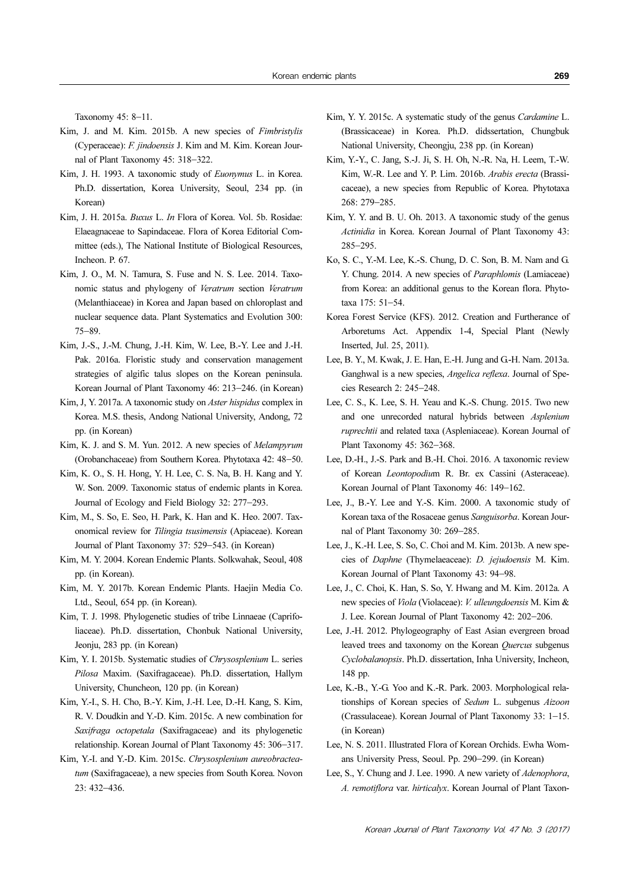Taxonomy 45: 8–11.

Kim, J. and M. Kim. 2015b. A new species of *Fimbristylis* (Cyperaceae): *F. jindoensis* J. Kim and M. Kim. Korean Journal of Plant Taxonomy 45: 318–322.

Kim, J. H. 1993. A taxonomic study of *Euonymus* L. in Korea. Ph.D. dissertation, Korea University, Seoul, 234 pp. (in Korean)

Kim, J. H. 2015a. *Buxus* L. *In* Flora of Korea. Vol. 5b. Rosidae: Elaeagnaceae to Sapindaceae. Flora of Korea Editorial Committee (eds.), The National Institute of Biological Resources, Incheon. P. 67.

Kim, J. O., M. N. Tamura, S. Fuse and N. S. Lee. 2014. Taxonomic status and phylogeny of *Veratrum* section *Veratrum* (Melanthiaceae) in Korea and Japan based on chloroplast and nuclear sequence data. Plant Systematics and Evolution 300: 75–89.

Kim, J.-S., J.-M. Chung, J.-H. Kim, W. Lee, B.-Y. Lee and J.-H. Pak. 2016a. Floristic study and conservation management strategies of algific talus slopes on the Korean peninsula. Korean Journal of Plant Taxonomy 46: 213–246. (in Korean)

Kim, J, Y. 2017a. A taxonomic study on *Aster hispidus* complex in Korea. M.S. thesis, Andong National University, Andong, 72 pp. (in Korean)

Kim, K. J. and S. M. Yun. 2012. A new species of *Melampyrum* (Orobanchaceae) from Southern Korea. Phytotaxa 42: 48–50.

Kim, K. O., S. H. Hong, Y. H. Lee, C. S. Na, B. H. Kang and Y. W. Son. 2009. Taxonomic status of endemic plants in Korea. Journal of Ecology and Field Biology 32: 277–293.

Kim, M., S. So, E. Seo, H. Park, K. Han and K. Heo. 2007. Taxonomical review for *Tilingia tsusimensis* (Apiaceae). Korean Journal of Plant Taxonomy 37: 529–543. (in Korean)

Kim, M. Y. 2004. Korean Endemic Plants. Solkwahak, Seoul, 408 pp. (in Korean).

Kim, M. Y. 2017b. Korean Endemic Plants. Haejin Media Co. Ltd., Seoul, 654 pp. (in Korean).

Kim, T. J. 1998. Phylogenetic studies of tribe Linnaeae (Caprifoliaceae). Ph.D. dissertation, Chonbuk National University, Jeonju, 283 pp. (in Korean)

Kim, Y. I. 2015b. Systematic studies of *Chrysosplenium* L. series *Pilosa* Maxim. (Saxifragaceae). Ph.D. dissertation, Hallym University, Chuncheon, 120 pp. (in Korean)

Kim, Y.-I., S. H. Cho, B.-Y. Kim, J.-H. Lee, D.-H. Kang, S. Kim, R. V. Doudkin and Y.-D. Kim. 2015c. A new combination for *Saxifraga octopetala* (Saxifragaceae) and its phylogenetic relationship. Korean Journal of Plant Taxonomy 45: 306–317.

Kim, Y.-I. and Y.-D. Kim. 2015c. *Chrysosplenium aureobracteatum* (Saxifragaceae), a new species from South Korea. Novon 23: 432–436.

Kim, Y. Y. 2015c. A systematic study of the genus *Cardamine* L. (Brassicaceae) in Korea. Ph.D. didssertation, Chungbuk National University, Cheongju, 238 pp. (in Korean)

Kim, Y.-Y., C. Jang, S.-J. Ji, S. H. Oh, N.-R. Na, H. Leem, T.-W. Kim, W.-R. Lee and Y. P. Lim. 2016b. *Arabis erecta* (Brassicaceae), a new species from Republic of Korea. Phytotaxa 268: 279–285.

Kim, Y. Y. and B. U. Oh. 2013. A taxonomic study of the genus *Actinidia* in Korea. Korean Journal of Plant Taxonomy 43: 285–295.

Ko, S. C., Y.-M. Lee, K.-S. Chung, D. C. Son, B. M. Nam and G. Y. Chung. 2014. A new species of *Paraphlomis* (Lamiaceae) from Korea: an additional genus to the Korean flora. Phytotaxa 175: 51–54.

Korea Forest Service (KFS). 2012. Creation and Furtherance of Arboretums Act. Appendix 1-4, Special Plant (Newly Inserted, Jul. 25, 2011).

Lee, B. Y., M. Kwak, J. E. Han, E.-H. Jung and G.-H. Nam. 2013a. Ganghwal is a new species, *Angelica reflexa*. Journal of Species Research 2: 245–248.

Lee, C. S., K. Lee, S. H. Yeau and K.-S. Chung. 2015. Two new and one unrecorded natural hybrids between *Asplenium ruprechtii* and related taxa (Aspleniaceae). Korean Journal of Plant Taxonomy 45: 362–368.

Lee, D.-H., J.-S. Park and B.-H. Choi. 2016. A taxonomic review of Korean *Leontopodiu*m R. Br. ex Cassini (Asteraceae). Korean Journal of Plant Taxonomy 46: 149–162.

Lee, J., B.-Y. Lee and Y.-S. Kim. 2000. A taxonomic study of Korean taxa of the Rosaceae genus *Sanguisorba*. Korean Journal of Plant Taxonomy 30: 269–285.

Lee, J., K.-H. Lee, S. So, C. Choi and M. Kim. 2013b. A new species of *Daphne* (Thymelaeaceae): *D. jejudoensis* M. Kim. Korean Journal of Plant Taxonomy 43: 94–98.

Lee, J., C. Choi, K. Han, S. So, Y. Hwang and M. Kim. 2012a. A new species of *Viola* (Violaceae): *V. ulleungdoensis* M. Kim & J. Lee. Korean Journal of Plant Taxonomy 42: 202–206.

Lee, J.-H. 2012. Phylogeography of East Asian evergreen broad leaved trees and taxonomy on the Korean *Quercus* subgenus *Cyclobalanopsis*. Ph.D. dissertation, Inha University, Incheon, 148 pp.

Lee, K.-B., Y.-G. Yoo and K.-R. Park. 2003. Morphological relationships of Korean species of *Sedum* L. subgenus *Aizoon* (Crassulaceae). Korean Journal of Plant Taxonomy 33: 1–15. (in Korean)

Lee, N. S. 2011. Illustrated Flora of Korean Orchids. Ewha Womans University Press, Seoul. Pp. 290–299. (in Korean)

Lee, S., Y. Chung and J. Lee. 1990. A new variety of *Adenophora*, *A. remotiflora* var. *hirticalyx*. Korean Journal of Plant Taxon-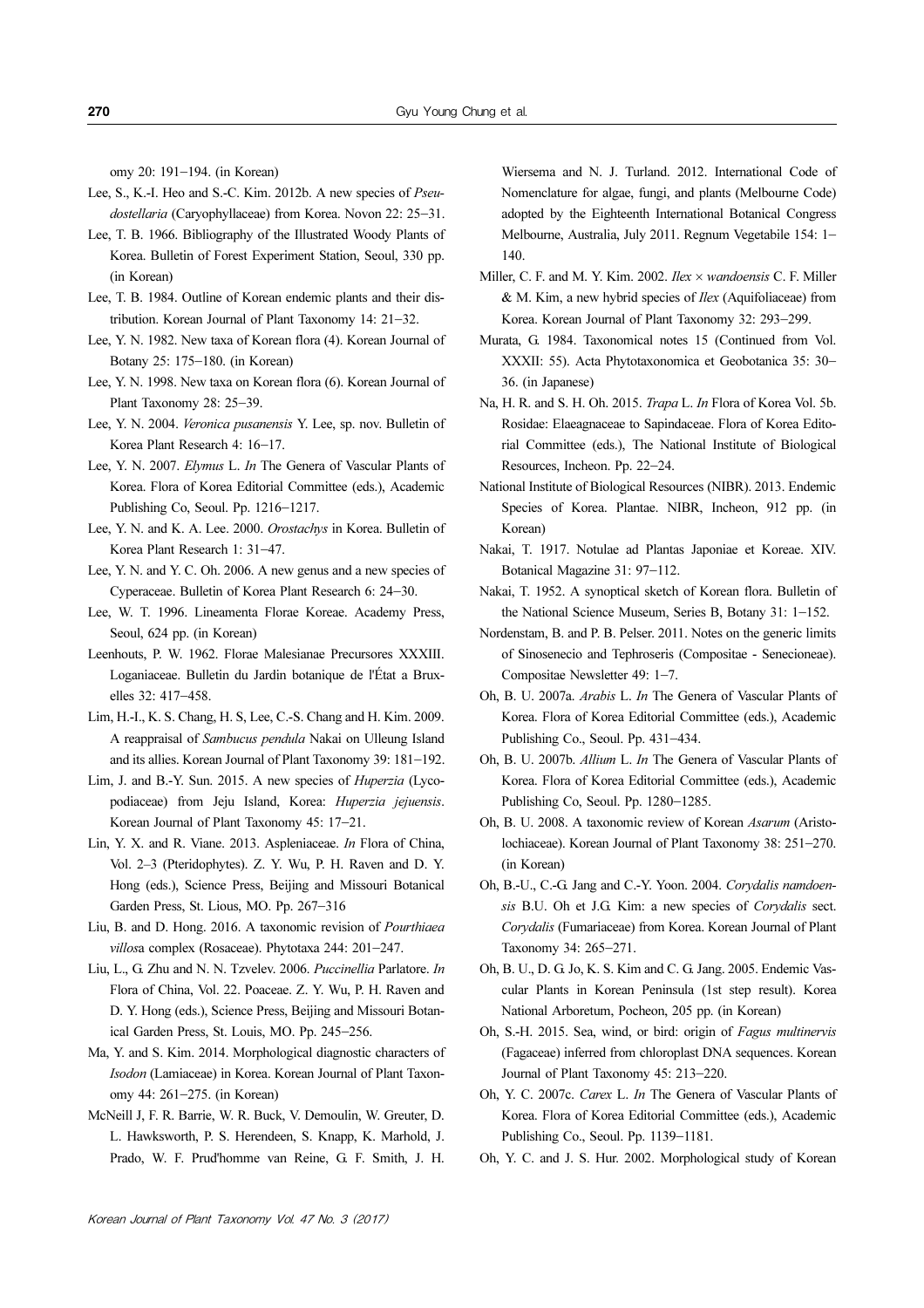omy 20: 191–194. (in Korean)

Lee, S., K.-I. Heo and S.-C. Kim. 2012b. A new species of *Pseudostellaria* (Caryophyllaceae) from Korea. Novon 22: 25–31.

Lee, T. B. 1966. Bibliography of the Illustrated Woody Plants of Korea. Bulletin of Forest Experiment Station, Seoul, 330 pp. (in Korean)

Lee, T. B. 1984. Outline of Korean endemic plants and their distribution. Korean Journal of Plant Taxonomy 14: 21–32.

Lee, Y. N. 1982. New taxa of Korean flora (4). Korean Journal of Botany 25: 175–180. (in Korean)

Lee, Y. N. 1998. New taxa on Korean flora (6). Korean Journal of Plant Taxonomy 28: 25–39.

Lee, Y. N. 2004. *Veronica pusanensis* Y. Lee, sp. nov. Bulletin of Korea Plant Research 4: 16–17.

Lee, Y. N. 2007. *Elymus* L. *In* The Genera of Vascular Plants of Korea. Flora of Korea Editorial Committee (eds.), Academic Publishing Co, Seoul. Pp. 1216–1217.

Lee, Y. N. and K. A. Lee. 2000. *Orostachys* in Korea. Bulletin of Korea Plant Research 1: 31–47.

Lee, Y. N. and Y. C. Oh. 2006. A new genus and a new species of Cyperaceae. Bulletin of Korea Plant Research 6: 24–30.

Lee, W. T. 1996. Lineamenta Florae Koreae. Academy Press, Seoul, 624 pp. (in Korean)

Leenhouts, P. W. 1962. Florae Malesianae Precursores XXXIII. Loganiaceae. Bulletin du Jardin botanique de l'État a Bruxelles 32: 417–458.

Lim, H.-I., K. S. Chang, H. S, Lee, C.-S. Chang and H. Kim. 2009. A reappraisal of *Sambucus pendula* Nakai on Ulleung Island and its allies. Korean Journal of Plant Taxonomy 39: 181–192.

Lim, J. and B.-Y. Sun. 2015. A new species of *Huperzia* (Lycopodiaceae) from Jeju Island, Korea: *Huperzia jejuensis*. Korean Journal of Plant Taxonomy 45: 17–21.

Lin, Y. X. and R. Viane. 2013. Aspleniaceae. *In* Flora of China, Vol. 2–3 (Pteridophytes). Z. Y. Wu, P. H. Raven and D. Y. Hong (eds.), Science Press, Beijing and Missouri Botanical Garden Press, St. Lious, MO. Pp. 267–316

Liu, B. and D. Hong. 2016. A taxonomic revision of *Pourthiaea villosa* complex (Rosaceae). Phytotaxa 244: 201–247.

Liu, L., G. Zhu and N. N. Tzvelev. 2006. *Puccinellia* Parlatore. *In* Flora of China, Vol. 22. Poaceae. Z. Y. Wu, P. H. Raven and D. Y. Hong (eds.), Science Press, Beijing and Missouri Botanical Garden Press, St. Louis, MO. Pp. 245–256.

Ma, Y. and S. Kim. 2014. Morphological diagnostic characters of *Isodon* (Lamiaceae) in Korea. Korean Journal of Plant Taxonomy 44: 261–275. (in Korean)

McNeill J, F. R. Barrie, W. R. Buck, V. Demoulin, W. Greuter, D. L. Hawksworth, P. S. Herendeen, S. Knapp, K. Marhold, J. Prado, W. F. Prud'homme van Reine, G. F. Smith, J. H. Wiersema and N. J. Turland. 2012. International Code of Nomenclature for algae, fungi, and plants (Melbourne Code) adopted by the Eighteenth International Botanical Congress Melbourne, Australia, July 2011. Regnum Vegetabile 154: 1–140.

Miller, C. F. and M. Y. Kim. 2002. *Ilex × wandoensis* C. F. Miller & M. Kim, a new hybrid species of *Ilex* (Aquifoliaceae) from Korea. Korean Journal of Plant Taxonomy 32: 293–299.

Murata, G. 1984. Taxonomical notes 15 (Continued from Vol. XXXII: 55). Acta Phytotaxonomica et Geobotanica 35: 30–36. (in Japanese)

Na, H. R. and S. H. Oh. 2015. *Trapa* L. *In* Flora of Korea Vol. 5b. Rosidae: Elaeagnaceae to Sapindaceae. Flora of Korea Editorial Committee (eds.), The National Institute of Biological Resources, Incheon. Pp. 22–24.

National Institute of Biological Resources (NIBR). 2013. Endemic Species of Korea. Plantae. NIBR, Incheon, 912 pp. (in Korean)

Nakai, T. 1917. Notulae ad Plantas Japoniae et Koreae. XIV. Botanical Magazine 31: 97–112.

Nakai, T. 1952. A synoptical sketch of Korean flora. Bulletin of the National Science Museum, Series B, Botany 31: 1–152.

Nordenstam, B. and P. B. Pelser. 2011. Notes on the generic limits of Sinosenecio and Tephroseris (Compositae - Senecioneae). Compositae Newsletter 49: 1–7.

Oh, B. U. 2007a. *Arabis* L. *In* The Genera of Vascular Plants of Korea. Flora of Korea Editorial Committee (eds.), Academic Publishing Co., Seoul. Pp. 431–434.

Oh, B. U. 2007b. *Allium* L. *In* The Genera of Vascular Plants of Korea. Flora of Korea Editorial Committee (eds.), Academic Publishing Co, Seoul. Pp. 1280–1285.

Oh, B. U. 2008. A taxonomic review of Korean *Asarum* (Aristolochiaceae). Korean Journal of Plant Taxonomy 38: 251–270. (in Korean)

Oh, B.-U., C.-G. Jang and C.-Y. Yoon. 2004. *Corydalis namdoensis* B.U. Oh et J.G. Kim: a new species of *Corydalis* sect. *Corydalis* (Fumariaceae) from Korea. Korean Journal of Plant Taxonomy 34: 265–271.

Oh, B. U., D. G. Jo, K. S. Kim and C. G. Jang. 2005. Endemic Vascular Plants in Korean Peninsula (1st step result). Korea National Arboretum, Pocheon, 205 pp. (in Korean)

Oh, S.-H. 2015. Sea, wind, or bird: origin of *Fagus multinervis* (Fagaceae) inferred from chloroplast DNA sequences. Korean Journal of Plant Taxonomy 45: 213–220.

Oh, Y. C. 2007c. *Carex* L. *In* The Genera of Vascular Plants of Korea. Flora of Korea Editorial Committee (eds.), Academic Publishing Co., Seoul. Pp. 1139–1181.

Oh, Y. C. and J. S. Hur. 2002. Morphological study of Korean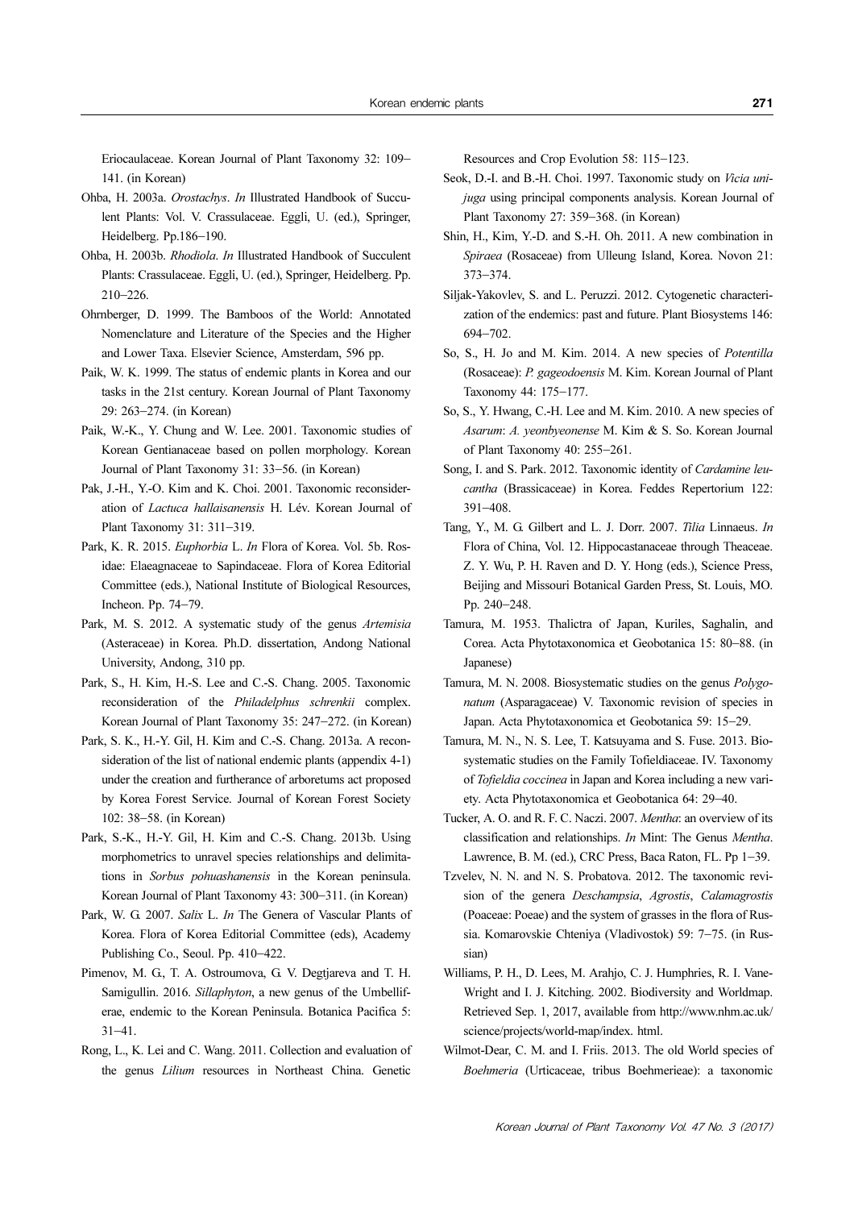Eriocaulaceae. Korean Journal of Plant Taxonomy 32: 109–141. (in Korean)

Ohba, H. 2003a. *Orostachys*. *In* Illustrated Handbook of Succulent Plants: Vol. V. Crassulaceae. Eggli, U. (ed.), Springer, Heidelberg. Pp.186–190.

Ohba, H. 2003b. *Rhodiola*. *In* Illustrated Handbook of Succulent Plants: Crassulaceae. Eggli, U. (ed.), Springer, Heidelberg. Pp. 210–226.

Ohrnberger, D. 1999. The Bamboos of the World: Annotated Nomenclature and Literature of the Species and the Higher and Lower Taxa. Elsevier Science, Amsterdam, 596 pp.

Paik, W. K. 1999. The status of endemic plants in Korea and our tasks in the 21st century. Korean Journal of Plant Taxonomy 29: 263–274. (in Korean)

Paik, W.-K., Y. Chung and W. Lee. 2001. Taxonomic studies of Korean Gentianaceae based on pollen morphology. Korean Journal of Plant Taxonomy 31: 33–56. (in Korean)

Pak, J.-H., Y.-O. Kim and K. Choi. 2001. Taxonomic reconsideration of *Lactuca hallaisanensis* H. Lév. Korean Journal of Plant Taxonomy 31: 311–319.

Park, K. R. 2015. *Euphorbia* L. *In* Flora of Korea. Vol. 5b. Rosidae: Elaeagnaceae to Sapindaceae. Flora of Korea Editorial Committee (eds.), National Institute of Biological Resources, Incheon. Pp. 74–79.

Park, M. S. 2012. A systematic study of the genus *Artemisia* (Asteraceae) in Korea. Ph.D. dissertation, Andong National University, Andong, 310 pp.

Park, S., H. Kim, H.-S. Lee and C.-S. Chang. 2005. Taxonomic reconsideration of the *Philadelphus schrenkii* complex. Korean Journal of Plant Taxonomy 35: 247–272. (in Korean)

Park, S. K., H.-Y. Gil, H. Kim and C.-S. Chang. 2013a. A reconsideration of the list of national endemic plants (appendix 4-1) under the creation and furtherance of arboretums act proposed by Korea Forest Service. Journal of Korean Forest Society 102: 38–58. (in Korean)

Park, S.-K., H.-Y. Gil, H. Kim and C.-S. Chang. 2013b. Using morphometrics to unravel species relationships and delimitations in *Sorbus pohuashanensis* in the Korean peninsula. Korean Journal of Plant Taxonomy 43: 300–311. (in Korean)

Park, W. G. 2007. *Salix* L. *In* The Genera of Vascular Plants of Korea. Flora of Korea Editorial Committee (eds), Academy Publishing Co., Seoul. Pp. 410–422.

Pimenov, M. G., T. A. Ostroumova, G. V. Degtjareva and T. H. Samigullin. 2016. *Sillaphyton*, a new genus of the Umbelliferae, endemic to the Korean Peninsula. Botanica Pacifica 5: 31–41.

Rong, L., K. Lei and C. Wang. 2011. Collection and evaluation of the genus *Lilium* resources in Northeast China. Genetic Resources and Crop Evolution 58: 115–123.

Seok, D.-I. and B.-H. Choi. 1997. Taxonomic study on *Vicia unijuga* using principal components analysis. Korean Journal of Plant Taxonomy 27: 359–368. (in Korean)

Shin, H., Kim, Y.-D. and S.-H. Oh. 2011. A new combination in *Spiraea* (Rosaceae) from Ulleung Island, Korea. Novon 21: 373–374.

Siljak-Yakovlev, S. and L. Peruzzi. 2012. Cytogenetic characterization of the endemics: past and future. Plant Biosystems 146: 694–702.

So, S., H. Jo and M. Kim. 2014. A new species of *Potentilla* (Rosaceae): *P. gageodoensis* M. Kim. Korean Journal of Plant Taxonomy 44: 175–177.

So, S., Y. Hwang, C.-H. Lee and M. Kim. 2010. A new species of *Asarum*: *A. yeonbyeonense* M. Kim & S. So. Korean Journal of Plant Taxonomy 40: 255–261.

Song, I. and S. Park. 2012. Taxonomic identity of *Cardamine leucantha* (Brassicaceae) in Korea. Feddes Repertorium 122: 391–408.

Tang, Y., M. G. Gilbert and L. J. Dorr. 2007. *Tilia* Linnaeus. *In* Flora of China, Vol. 12. Hippocastanaceae through Theaceae. Z. Y. Wu, P. H. Raven and D. Y. Hong (eds.), Science Press, Beijing and Missouri Botanical Garden Press, St. Louis, MO. Pp. 240–248.

Tamura, M. 1953. Thalictra of Japan, Kuriles, Saghalin, and Corea. Acta Phytotaxonomica et Geobotanica 15: 80–88. (in Japanese)

Tamura, M. N. 2008. Biosystematic studies on the genus *Polygonatum* (Asparagaceae) V. Taxonomic revision of species in Japan. Acta Phytotaxonomica et Geobotanica 59: 15–29.

Tamura, M. N., N. S. Lee, T. Katsuyama and S. Fuse. 2013. Biosystematic studies on the Family Tofieldiaceae. IV. Taxonomy of *Tofieldia coccinea* in Japan and Korea including a new variety. Acta Phytotaxonomica et Geobotanica 64: 29–40.

Tucker, A. O. and R. F. C. Naczi. 2007. *Mentha*: an overview of its classification and relationships. *In* Mint: The Genus *Mentha*. Lawrence, B. M. (ed.), CRC Press, Baca Raton, FL. Pp 1–39.

Tzvelev, N. N. and N. S. Probatova. 2012. The taxonomic revision of the genera *Deschampsia*, *Agrostis*, *Calamagrostis* (Poaceae: Poeae) and the system of grasses in the flora of Russia. Komarovskie Chteniya (Vladivostok) 59: 7–75. (in Russian)

Williams, P. H., D. Lees, M. Arahjo, C. J. Humphries, R. I. Vane-Wright and I. J. Kitching. 2002. Biodiversity and Worldmap. Retrieved Sep. 1, 2017, available from http://www.nhm.ac.uk/science/projects/world-map/index. html.

Wilmot-Dear, C. M. and I. Friis. 2013. The old World species of *Boehmeria* (Urticaceae, tribus Boehmerieae): a taxonomic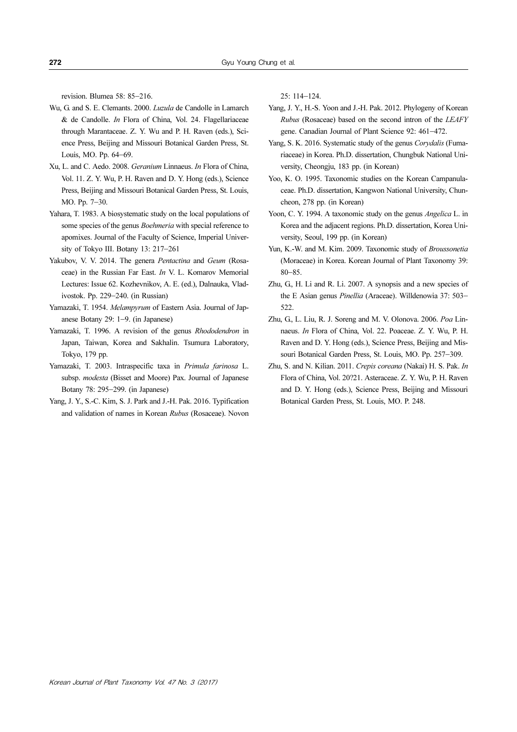revision. Blumea 58: 85–216.

Wu, G. and S. E. Clemants. 2000. *Luzula* de Candolle in Lamarch & de Candolle. *In* Flora of China, Vol. 24. Flagellariaceae through Marantaceae. Z. Y. Wu and P. H. Raven (eds.), Science Press, Beijing and Missouri Botanical Garden Press, St. Louis, MO. Pp. 64–69.

Xu, L. and C. Aedo. 2008. *Geranium* Linnaeus. *In* Flora of China, Vol. 11. Z. Y. Wu, P. H. Raven and D. Y. Hong (eds.), Science Press, Beijing and Missouri Botanical Garden Press, St. Louis, MO. Pp. 7–30.

Yahara, T. 1983. A biosystematic study on the local populations of some species of the genus *Boehmeria* with special reference to apomixes. Journal of the Faculty of Science, Imperial University of Tokyo III. Botany 13: 217–261

Yakubov, V. V. 2014. The genera *Pentactina* and *Geum* (Rosaceae) in the Russian Far East. *In* V. L. Komarov Memorial Lectures: Issue 62. Kozhevnikov, A. E. (ed.), Dalnauka, Vladivostok. Pp. 229–240. (in Russian)

Yamazaki, T. 1954. *Melampyrum* of Eastern Asia. Journal of Japanese Botany 29: 1–9. (in Japanese)

Yamazaki, T. 1996. A revision of the genus *Rhododendron* in Japan, Taiwan, Korea and Sakhalin. Tsumura Laboratory, Tokyo, 179 pp.

Yamazaki, T. 2003. Intraspecific taxa in *Primula farinosa* L. subsp. *modesta* (Bisset and Moore) Pax. Journal of Japanese Botany 78: 295–299. (in Japanese)

Yang, J. Y., S.-C. Kim, S. J. Park and J.-H. Pak. 2016. Typification and validation of names in Korean *Rubus* (Rosaceae). Novon 25: 114–124.

Yang, J. Y., H.-S. Yoon and J.-H. Pak. 2012. Phylogeny of Korean *Rubus* (Rosaceae) based on the second intron of the *LEAFY* gene. Canadian Journal of Plant Science 92: 461–472.

Yang, S. K. 2016. Systematic study of the genus *Corydalis* (Fumariaceae) in Korea. Ph.D. dissertation, Chungbuk National University, Cheongju, 183 pp. (in Korean)

Yoo, K. O. 1995. Taxonomic studies on the Korean Campanulaceae. Ph.D. dissertation, Kangwon National University, Chuncheon, 278 pp. (in Korean)

Yoon, C. Y. 1994. A taxonomic study on the genus *Angelica* L. in Korea and the adjacent regions. Ph.D. dissertation, Korea University, Seoul, 199 pp. (in Korean)

Yun, K.-W. and M. Kim. 2009. Taxonomic study of *Broussonetia* (Moraceae) in Korea. Korean Journal of Plant Taxonomy 39: 80–85.

Zhu, G., H. Li and R. Li. 2007. A synopsis and a new species of the E Asian genus *Pinellia* (Araceae). Willdenowia 37: 503–522.

Zhu, G., L. Liu, R. J. Soreng and M. V. Olonova. 2006. *Poa* Linnaeus. *In* Flora of China, Vol. 22. Poaceae. Z. Y. Wu, P. H. Raven and D. Y. Hong (eds.), Science Press, Beijing and Missouri Botanical Garden Press, St. Louis, MO. Pp. 257–309.

Zhu, S. and N. Kilian. 2011. *Crepis coreana* (Nakai) H. S. Pak. *In* Flora of China, Vol. 20?21. Asteraceae. Z. Y. Wu, P. H. Raven and D. Y. Hong (eds.), Science Press, Beijing and Missouri Botanical Garden Press, St. Louis, MO. P. 248.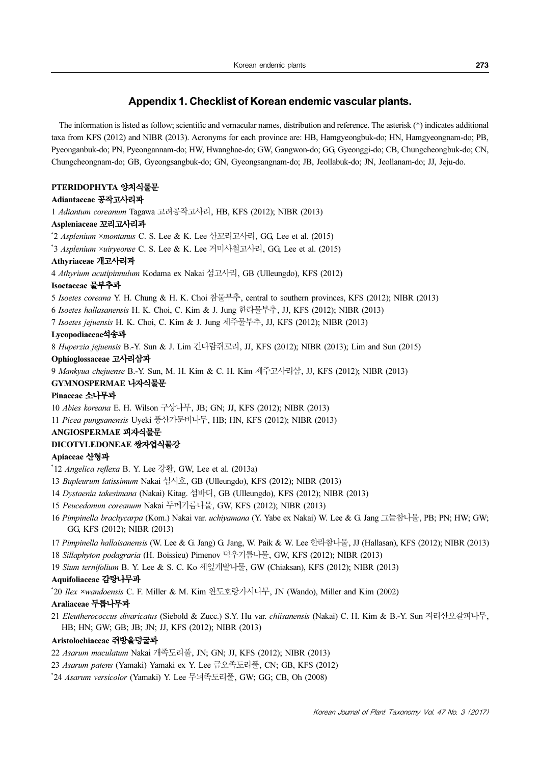## Appendix 1. Checklist of Korean endemic vascular plants.

The information is listed as follow; scientific and vernacular names, distribution and reference. The asterisk (*) indicates additional taxa from KFS (2012) and NIBR (2013). Acronyms for each province are: HB, Hamgyeongbuk-do; HN, Hamgyeongnam-do; PB, Pyeonganbuk-do; PN, Pyeongannam-do; HW, Hwanghae-do; GW, Gangwon-do; GG, Gyeonggi-do; CB, Chungcheongbuk-do; CN, Chungcheongnam-do; GB, Gyeongsangbuk-do; GN, Gyeongsangnam-do; JB, Jeollabuk-do; JN, Jeollanam-do; JJ, Jeju-do.

**PTERIDOPHYTA 양치식물문**

**Adiantaceae 공작고사리과**

1 *Adiantum coreanum* Tagawa 고려공작고사리, HB, KFS (2012); NIBR (2013)

**Aspleniaceae 꼬리고사리과**

*2 *Asplenium ×montanus* C. S. Lee & K. Lee 산꼬리고사리, GG, Lee et al. (2015)

*3 *Asplenium ×uiryeonse* C. S. Lee & K. Lee 거미사철고사리, GG, Lee et al. (2015)

**Athyriaceae 개고사리과**

4 *Athyrium acutipinnulum* Kodama ex Nakai 섬고사리, GB (Ulleungdo), KFS (2012)

**Isoetaceae 물부추과**

5 *Isoetes coreana* Y. H. Chung & H. K. Choi 참물부추, central to southern provinces, KFS (2012); NIBR (2013)

6 *Isoetes hallasanensis* H. K. Choi, C. Kim & J. Jung 한라물부추, JJ, KFS (2012); NIBR (2013)

7 *Isoetes jejuensis* H. K. Choi, C. Kim & J. Jung 제주물부추, JJ, KFS (2012); NIBR (2013)

**Lycopodiaceae석송과**

8 *Huperzia jejuensis* B.-Y. Sun & J. Lim 긴다람쥐꼬리, JJ, KFS (2012); NIBR (2013); Lim and Sun (2015)

**Ophioglossaceae 고사리삼과**

9 *Mankyua chejuense* B.-Y. Sun, M. H. Kim & C. H. Kim 제주고사리삼, JJ, KFS (2012); NIBR (2013)

**GYMNOSPERMAE 나자식물문**

**Pinaceae 소나무과**

10 *Abies koreana* E. H. Wilson 구상나무, JB; GN; JJ, KFS (2012); NIBR (2013)

11 *Picea pungsanensis* Uyeki 풍산가문비나무, HB; HN, KFS (2012); NIBR (2013)

**ANGIOSPERMAE 피자식물문**

**DICOTYLEDONEAE 쌍자엽식물강**

**Apiaceae 산형과**

*12 *Angelica reflexa* B. Y. Lee 강활, GW, Lee et al. (2013a)

13 *Bupleurum latissimum* Nakai 섬시호, GB (Ulleungdo), KFS (2012); NIBR (2013)

14 *Dystaenia takesimana* (Nakai) Kitag. 섬바디, GB (Ulleungdo), KFS (2012); NIBR (2013)

15 *Peucedanum coreanum* Nakai 두메기름나물, GW, KFS (2012); NIBR (2013)

16 *Pimpinella brachycarpa* (Kom.) Nakai var. *uchiyamana* (Y. Yabe ex Nakai) W. Lee & G. Jang 그늘참나물, PB; PN; HW; GW; GG, KFS (2012); NIBR (2013)

17 *Pimpinella hallaisanensis* (W. Lee & G. Jang) G. Jang, W. Paik & W. Lee 한라참나물, JJ (Hallasan), KFS (2012); NIBR (2013)

18 *Sillaphyton podagraria* (H. Boissieu) Pimenov 덕우기름나물, GW, KFS (2012); NIBR (2013)

19 *Sium ternifolium* B. Y. Lee & S. C. Ko 세잎개발나물, GW (Chiaksan), KFS (2012); NIBR (2013)

**Aquifoliaceae 감탕나무과**

*20 *Ilex ×wandoensis* C. F. Miller & M. Kim 완도호랑가시나무, JN (Wando), Miller and Kim (2002)

**Araliaceae 두릅나무과**

21 *Eleutherococcus divaricatus* (Siebold & Zucc.) S.Y. Hu var. *chiisanensis* (Nakai) C. H. Kim & B.-Y. Sun 지리산오갈피나무, HB; HN; GW; GB; JB; JN; JJ, KFS (2012); NIBR (2013)

**Aristolochiaceae 쥐방울덩굴과**

22 *Asarum maculatum* Nakai 개족도리풀, JN; GN; JJ, KFS (2012); NIBR (2013)

23 *Asarum patens* (Yamaki) Yamaki ex Y. Lee 금오족도리풀, CN; GB, KFS (2012)

*24 *Asarum versicolor* (Yamaki) Y. Lee 무늬족도리풀, GW; GG; CB, Oh (2008)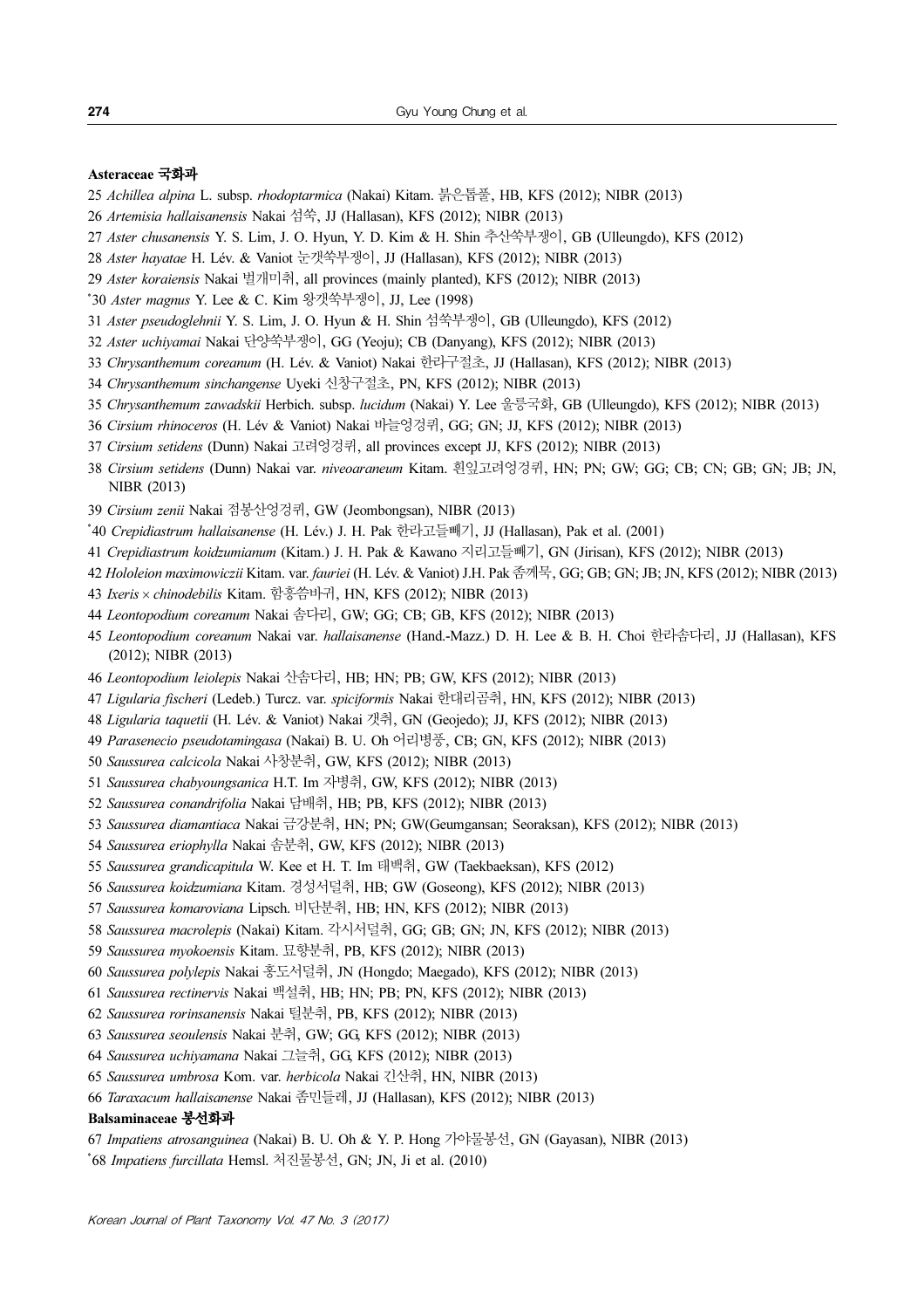**Asteraceae 국화과**

25 *Achillea alpina* L. subsp. *rhodoptarmica* (Nakai) Kitam. 붉은톱풀, HB, KFS (2012); NIBR (2013)

26 *Artemisia hallaisanensis* Nakai 섬쑥, JJ (Hallasan), KFS (2012); NIBR (2013)

27 *Aster chusanensis* Y. S. Lim, J. O. Hyun, Y. D. Kim & H. Shin 추산쑥부쟁이, GB (Ulleungdo), KFS (2012)

28 *Aster hayatae* H. Lév. & Vaniot 눈갯쑥부쟁이, JJ (Hallasan), KFS (2012); NIBR (2013)

29 *Aster koraiensis* Nakai 벌개미취, all provinces (mainly planted), KFS (2012); NIBR (2013)

*30 *Aster magnus* Y. Lee & C. Kim 왕갯쑥부쟁이, JJ, Lee (1998)

31 *Aster pseudoglehnii* Y. S. Lim, J. O. Hyun & H. Shin 섬쑥부쟁이, GB (Ulleungdo), KFS (2012)

32 *Aster uchiyamai* Nakai 단양쑥부쟁이, GG (Yeoju); CB (Danyang), KFS (2012); NIBR (2013)

33 *Chrysanthemum coreanum* (H. Lév. & Vaniot) Nakai 한라구절초, JJ (Hallasan), KFS (2012); NIBR (2013)

34 *Chrysanthemum sinchangense* Uyeki 신창구절초, PN, KFS (2012); NIBR (2013)

35 *Chrysanthemum zawadskii* Herbich. subsp. *lucidum* (Nakai) Y. Lee 울릉국화, GB (Ulleungdo), KFS (2012); NIBR (2013)

36 *Cirsium rhinoceros* (H. Lév & Vaniot) Nakai 바늘엉겅퀴, GG; GN; JJ, KFS (2012); NIBR (2013)

37 *Cirsium setidens* (Dunn) Nakai 고려엉겅퀴, all provinces except JJ, KFS (2012); NIBR (2013)

38 *Cirsium setidens* (Dunn) Nakai var. *niveoaraneum* Kitam. 흰잎고려엉겅퀴, HN; PN; GW; GG; CB; CN; GB; GN; JB; JN, NIBR (2013)

39 *Cirsium zenii* Nakai 점봉산엉겅퀴, GW (Jeombongsan), NIBR (2013)

*40 *Crepidiastrum hallaisanense* (H. Lév.) J. H. Pak 한라고들빼기, JJ (Hallasan), Pak et al. (2001)

41 *Crepidiastrum koidzumianum* (Kitam.) J. H. Pak & Kawano 지리고들빼기, GN (Jirisan), KFS (2012); NIBR (2013)

42 *Hololeion maximowiczii* Kitam. var. *fauriei* (H. Lév. & Vaniot) J.H. Pak 좀께묵, GG; GB; GN; JB; JN, KFS (2012); NIBR (2013)

43 *Ixeris* × *chinodebilis* Kitam. 함흥씀바귀, HN, KFS (2012); NIBR (2013)

44 *Leontopodium coreanum* Nakai 솜다리, GW; GG; CB; GB, KFS (2012); NIBR (2013)

45 *Leontopodium coreanum* Nakai var. *hallaisanense* (Hand.-Mazz.) D. H. Lee & B. H. Choi 한라솜다리, JJ (Hallasan), KFS (2012); NIBR (2013)

46 *Leontopodium leiolepis* Nakai 산솜다리, HB; HN; PB; GW, KFS (2012); NIBR (2013)

47 *Ligularia fischeri* (Ledeb.) Turcz. var. *spiciformis* Nakai 한대리곰취, HN, KFS (2012); NIBR (2013)

48 *Ligularia taquetii* (H. Lév. & Vaniot) Nakai 갯취, GN (Geojedo); JJ, KFS (2012); NIBR (2013)

49 *Parasenecio pseudotamingasa* (Nakai) B. U. Oh 어리병풍, CB; GN, KFS (2012); NIBR (2013)

50 *Saussurea calcicola* Nakai 사창분취, GW, KFS (2012); NIBR (2013)

51 *Saussurea chabyoungsanica* H.T. Im 자병취, GW, KFS (2012); NIBR (2013)

52 *Saussurea conandrifolia* Nakai 담배취, HB; PB, KFS (2012); NIBR (2013)

53 *Saussurea diamantiaca* Nakai 금강분취, HN; PN; GW(Geumgansan; Seoraksan), KFS (2012); NIBR (2013)

54 *Saussurea eriophylla* Nakai 솜분취, GW, KFS (2012); NIBR (2013)

55 *Saussurea grandicapitula* W. Kee et H. T. Im 태백취, GW (Taekbaeksan), KFS (2012)

56 *Saussurea koidzumiana* Kitam. 경성서덜취, HB; GW (Goseong), KFS (2012); NIBR (2013)

57 *Saussurea komaroviana* Lipsch. 비단분취, HB; HN, KFS (2012); NIBR (2013)

58 *Saussurea macrolepis* (Nakai) Kitam. 각시서덜취, GG; GB; GN; JN, KFS (2012); NIBR (2013)

59 *Saussurea myokoensis* Kitam. 묘향분취, PB, KFS (2012); NIBR (2013)

60 *Saussurea polylepis* Nakai 홍도서덜취, JN (Hongdo; Maegado), KFS (2012); NIBR (2013)

61 *Saussurea rectinervis* Nakai 백설취, HB; HN; PB; PN, KFS (2012); NIBR (2013)

62 *Saussurea rorinsanensis* Nakai 털분취, PB, KFS (2012); NIBR (2013)

63 *Saussurea seoulensis* Nakai 분취, GW; GG, KFS (2012); NIBR (2013)

64 *Saussurea uchiyamana* Nakai 그늘취, GG, KFS (2012); NIBR (2013)

65 *Saussurea umbrosa* Kom. var. *herbicola* Nakai 긴산취, HN, NIBR (2013)

66 *Taraxacum hallaisanense* Nakai 좀민들레, JJ (Hallasan), KFS (2012); NIBR (2013)

**Balsaminaceae 봉선화과**

67 *Impatiens atrosanguinea* (Nakai) B. U. Oh & Y. P. Hong 가야물봉선, GN (Gayasan), NIBR (2013)

*68 *Impatiens furcillata* Hemsl. 처진물봉선, GN; JN, Ji et al. (2010)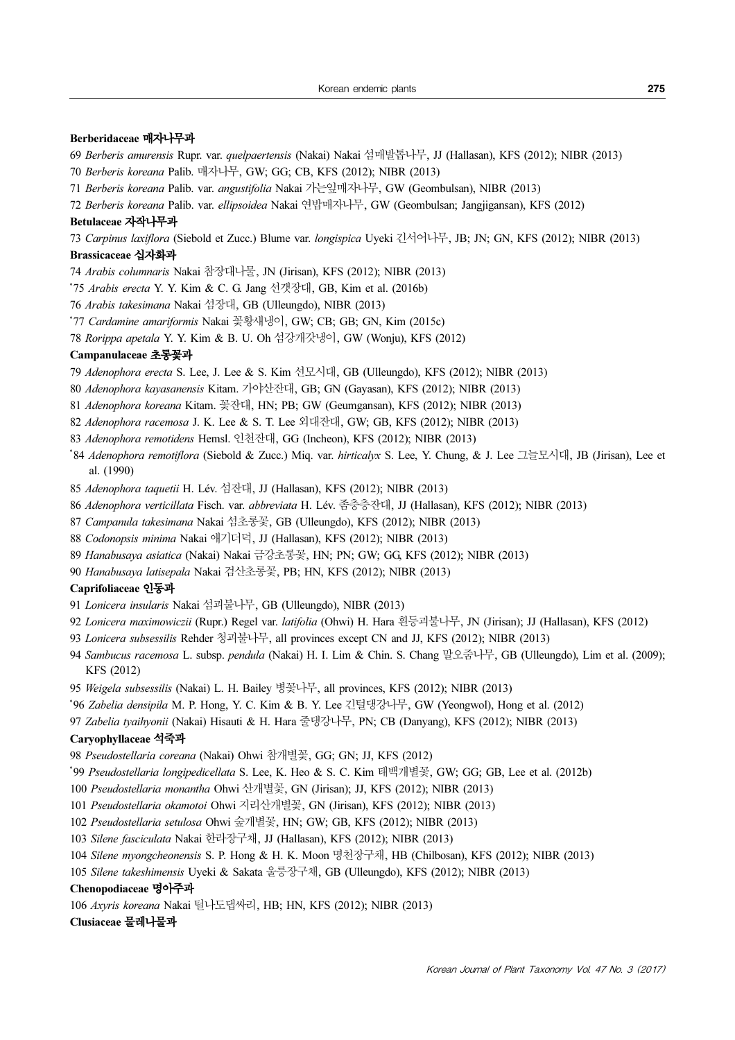**Berberidaceae 매자나무과**

69 *Berberis amurensis* Rupr. var. *quelpaertensis* (Nakai) Nakai 섬매발톱나무, JJ (Hallasan), KFS (2012); NIBR (2013)

70 *Berberis koreana* Palib. 매자나무, GW; GG; CB, KFS (2012); NIBR (2013)

71 *Berberis koreana* Palib. var. *angustifolia* Nakai 가는잎매자나무, GW (Geombulsan), NIBR (2013)

72 *Berberis koreana* Palib. var. *ellipsoidea* Nakai 연밥매자나무, GW (Geombulsan; Jangjigansan), KFS (2012)

**Betulaceae 자작나무과**

73 *Carpinus laxiflora* (Siebold et Zucc.) Blume var. *longispica* Uyeki 긴서어나무, JB; JN; GN, KFS (2012); NIBR (2013)

**Brassicaceae 십자화과**

74 *Arabis columnaris* Nakai 참장대나물, JN (Jirisan), KFS (2012); NIBR (2013)

*75 *Arabis erecta* Y. Y. Kim & C. G. Jang 선갯장대, GB, Kim et al. (2016b)

76 *Arabis takesimana* Nakai 섬장대, GB (Ulleungdo), NIBR (2013)

*77 *Cardamine amariformis* Nakai 꽃황새냉이, GW; CB; GB; GN, Kim (2015c)

78 *Rorippa apetala* Y. Y. Kim & B. U. Oh 섬강개갓냉이, GW (Wonju), KFS (2012)

**Campanulaceae 초롱꽃과**

79 *Adenophora erecta* S. Lee, J. Lee & S. Kim 선모시대, GB (Ulleungdo), KFS (2012); NIBR (2013)

80 *Adenophora kayasanensis* Kitam. 가야산잔대, GB; GN (Gayasan), KFS (2012); NIBR (2013)

81 *Adenophora koreana* Kitam. 꽃잔대, HN; PB; GW (Geumgansan), KFS (2012); NIBR (2013)

82 *Adenophora racemosa* J. K. Lee & S. T. Lee 외대잔대, GW; GB, KFS (2012); NIBR (2013)

83 *Adenophora remotidens* Hemsl. 인천잔대, GG (Incheon), KFS (2012); NIBR (2013)

*84 *Adenophora remotiflora* (Siebold & Zucc.) Miq. var. *hirticalyx* S. Lee, Y. Chung, & J. Lee 그늘모시대, JB (Jirisan), Lee et al. (1990)

85 *Adenophora taquetii* H. Lév. 섬잔대, JJ (Hallasan), KFS (2012); NIBR (2013)

86 *Adenophora verticillata* Fisch. var. *abbreviata* H. Lév. 좀층층잔대, JJ (Hallasan), KFS (2012); NIBR (2013)

87 *Campanula takesimana* Nakai 섬초롱꽃, GB (Ulleungdo), KFS (2012); NIBR (2013)

88 *Codonopsis minima* Nakai 애기더덕, JJ (Hallasan), KFS (2012); NIBR (2013)

89 *Hanabusaya asiatica* (Nakai) Nakai 금강초롱꽃, HN; PN; GW; GG, KFS (2012); NIBR (2013)

90 *Hanabusaya latisepala* Nakai 검산초롱꽃, PB; HN, KFS (2012); NIBR (2013)

**Caprifoliaceae 인동과**

91 *Lonicera insularis* Nakai 섬괴불나무, GB (Ulleungdo), NIBR (2013)

92 *Lonicera maximowiczii* (Rupr.) Regel var. *latifolia* (Ohwi) H. Hara 흰등괴불나무, JN (Jirisan); JJ (Hallasan), KFS (2012)

93 *Lonicera subsessilis* Rehder 청괴불나무, all provinces except CN and JJ, KFS (2012); NIBR (2013)

94 *Sambucus racemosa* L. subsp. *pendula* (Nakai) H. I. Lim & Chin. S. Chang 말오줌나무, GB (Ulleungdo), Lim et al. (2009); KFS (2012)

95 *Weigela subsessilis* (Nakai) L. H. Bailey 병꽃나무, all provinces, KFS (2012); NIBR (2013)

*96 *Zabelia densipila* M. P. Hong, Y. C. Kim & B. Y. Lee 긴털댕강나무, GW (Yeongwol), Hong et al. (2012)

97 *Zabelia tyaihyonii* (Nakai) Hisauti & H. Hara 줄댕강나무, PN; CB (Danyang), KFS (2012); NIBR (2013)

**Caryophyllaceae 석죽과**

98 *Pseudostellaria coreana* (Nakai) Ohwi 참개별꽃, GG; GN; JJ, KFS (2012)

*99 *Pseudostellaria longipedicellata* S. Lee, K. Heo & S. C. Kim 태백개별꽃, GW; GG; GB, Lee et al. (2012b)

100 *Pseudostellaria monantha* Ohwi 산개별꽃, GN (Jirisan); JJ, KFS (2012); NIBR (2013)

101 *Pseudostellaria okamotoi* Ohwi 지리산개별꽃, GN (Jirisan), KFS (2012); NIBR (2013)

102 *Pseudostellaria setulosa* Ohwi 숲개별꽃, HN; GW; GB, KFS (2012); NIBR (2013)

103 *Silene fasciculata* Nakai 한라장구채, JJ (Hallasan), KFS (2012); NIBR (2013)

104 *Silene myongcheonensis* S. P. Hong & H. K. Moon 명천장구채, HB (Chilbosan), KFS (2012); NIBR (2013)

105 *Silene takeshimensis* Uyeki & Sakata 울릉장구채, GB (Ulleungdo), KFS (2012); NIBR (2013)

**Chenopodiaceae 명아주과**

106 *Axyris koreana* Nakai 털나도댑싸리, HB; HN, KFS (2012); NIBR (2013)

**Clusiaceae 물레나물과**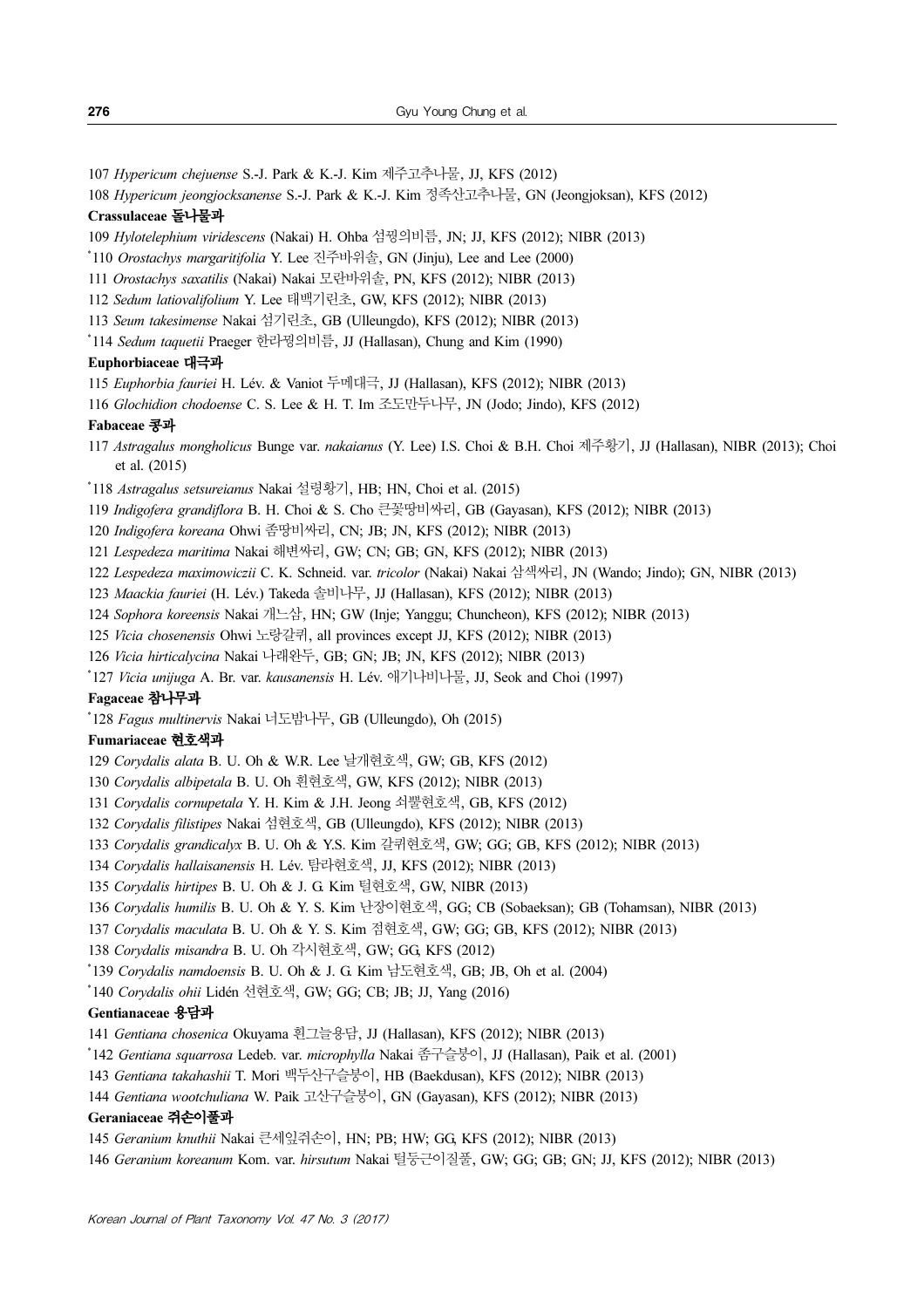107 *Hypericum chejuense* S.-J. Park & K.-J. Kim 제주고추나물, JJ, KFS (2012)

108 *Hypericum jeongjocksanense* S.-J. Park & K.-J. Kim 정족산고추나물, GN (Jeongjoksan), KFS (2012)

**Crassulaceae 돌나물과**

109 *Hylotelephium viridescens* (Nakai) H. Ohba 섬꿩의비름, JN; JJ, KFS (2012); NIBR (2013)

*110 *Orostachys margaritifolia* Y. Lee 진주바위솔, GN (Jinju), Lee and Lee (2000)

111 *Orostachys saxatilis* (Nakai) Nakai 모란바위솔, PN, KFS (2012); NIBR (2013)

112 *Sedum latiovalifolium* Y. Lee 태백기린초, GW, KFS (2012); NIBR (2013)

113 *Seum takesimense* Nakai 섬기린초, GB (Ulleungdo), KFS (2012); NIBR (2013)

*114 *Sedum taquetii* Praeger 한라꿩의비름, JJ (Hallasan), Chung and Kim (1990)

**Euphorbiaceae 대극과**

115 *Euphorbia fauriei* H. Lév. & Vaniot 두메대극, JJ (Hallasan), KFS (2012); NIBR (2013)

116 *Glochidion chodoense* C. S. Lee & H. T. Im 조도만두나무, JN (Jodo; Jindo), KFS (2012)

**Fabaceae 콩과**

117 *Astragalus mongholicus* Bunge var. *nakaianus* (Y. Lee) I.S. Choi & B.H. Choi 제주황기, JJ (Hallasan), NIBR (2013); Choi et al. (2015)

*118 *Astragalus setsureianus* Nakai 설령황기, HB; HN, Choi et al. (2015)

119 *Indigofera grandiflora* B. H. Choi & S. Cho 큰꽃땅비싸리, GB (Gayasan), KFS (2012); NIBR (2013)

120 *Indigofera koreana* Ohwi 좀땅비싸리, CN; JB; JN, KFS (2012); NIBR (2013)

121 *Lespedeza maritima* Nakai 해변싸리, GW; CN; GB; GN, KFS (2012); NIBR (2013)

122 *Lespedeza maximowiczii* C. K. Schneid. var. *tricolor* (Nakai) Nakai 삼색싸리, JN (Wando; Jindo); GN, NIBR (2013)

123 *Maackia fauriei* (H. Lév.) Takeda 솔비나무, JJ (Hallasan), KFS (2012); NIBR (2013)

124 *Sophora koreensis* Nakai 개느삼, HN; GW (Inje; Yanggu; Chuncheon), KFS (2012); NIBR (2013)

125 *Vicia chosenensis* Ohwi 노랑갈퀴, all provinces except JJ, KFS (2012); NIBR (2013)

126 *Vicia hirticalycina* Nakai 나래완두, GB; GN; JB; JN, KFS (2012); NIBR (2013)

*127 *Vicia unijuga* A. Br. var. *kausanensis* H. Lév. 애기나비나물, JJ, Seok and Choi (1997)

**Fagaceae 참나무과**

*128 *Fagus multinervis* Nakai 너도밤나무, GB (Ulleungdo), Oh (2015)

**Fumariaceae 현호색과**

129 *Corydalis alata* B. U. Oh & W.R. Lee 날개현호색, GW; GB, KFS (2012)

130 *Corydalis albipetala* B. U. Oh 흰현호색, GW, KFS (2012); NIBR (2013)

131 *Corydalis cornupetala* Y. H. Kim & J.H. Jeong 쇠뿔현호색, GB, KFS (2012)

132 *Corydalis filistipes* Nakai 섬현호색, GB (Ulleungdo), KFS (2012); NIBR (2013)

133 *Corydalis grandicalyx* B. U. Oh & Y.S. Kim 갈퀴현호색, GW; GG; GB, KFS (2012); NIBR (2013)

134 *Corydalis hallaisanensis* H. Lév. 탐라현호색, JJ, KFS (2012); NIBR (2013)

135 *Corydalis hirtipes* B. U. Oh & J. G. Kim 털현호색, GW, NIBR (2013)

136 *Corydalis humilis* B. U. Oh & Y. S. Kim 난장이현호색, GG; CB (Sobaeksan); GB (Tohamsan), NIBR (2013)

137 *Corydalis maculata* B. U. Oh & Y. S. Kim 점현호색, GW; GG; GB, KFS (2012); NIBR (2013)

138 *Corydalis misandra* B. U. Oh 각시현호색, GW; GG, KFS (2012)

*139 *Corydalis namdoensis* B. U. Oh & J. G. Kim 남도현호색, GB; JB, Oh et al. (2004)

*140 *Corydalis ohii* Lidén 선현호색, GW; GG; CB; JB; JJ, Yang (2016)

**Gentianaceae 용담과**

141 *Gentiana chosenica* Okuyama 흰그늘용담, JJ (Hallasan), KFS (2012); NIBR (2013)

*142 *Gentiana squarrosa* Ledeb. var. *microphylla* Nakai 좀구슬붕이, JJ (Hallasan), Paik et al. (2001)

143 *Gentiana takahashii* T. Mori 백두산구슬붕이, HB (Baekdusan), KFS (2012); NIBR (2013)

144 *Gentiana wootchuliana* W. Paik 고산구슬붕이, GN (Gayasan), KFS (2012); NIBR (2013)

**Geraniaceae 쥐손이풀과**

145 *Geranium knuthii* Nakai 큰세잎쥐손이, HN; PB; HW; GG, KFS (2012); NIBR (2013)

146 *Geranium koreanum* Kom. var. *hirsutum* Nakai 털둥근이질풀, GW; GG; GB; GN; JJ, KFS (2012); NIBR (2013)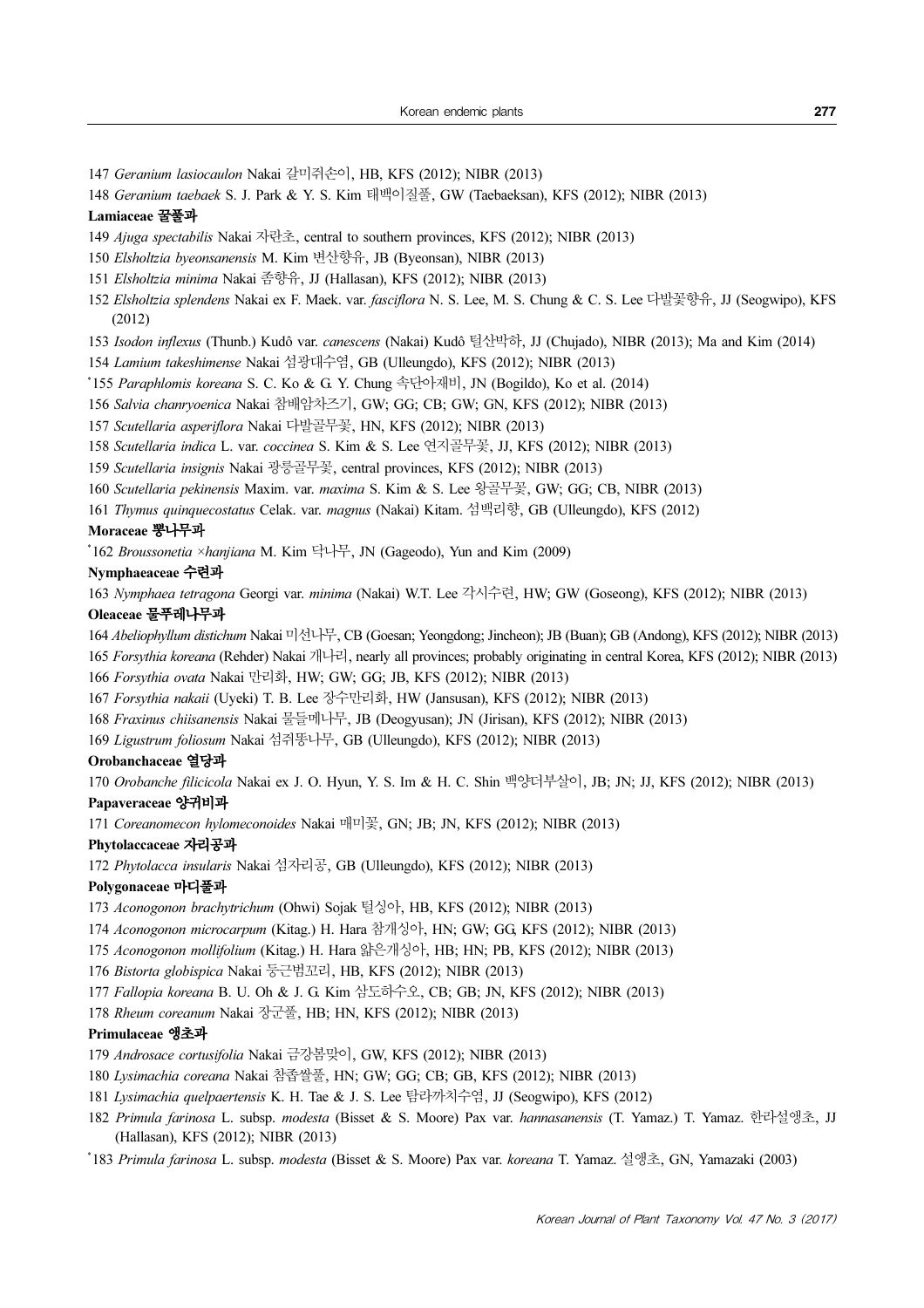147 *Geranium lasiocaulon* Nakai 갈미쥐손이, HB, KFS (2012); NIBR (2013)

148 *Geranium taebaek* S. J. Park & Y. S. Kim 태백이질풀, GW (Taebaeksan), KFS (2012); NIBR (2013)

**Lamiaceae 꿀풀과**

149 *Ajuga spectabilis* Nakai 자란초, central to southern provinces, KFS (2012); NIBR (2013)

150 *Elsholtzia byeonsanensis* M. Kim 변산향유, JB (Byeonsan), NIBR (2013)

151 *Elsholtzia minima* Nakai 좀향유, JJ (Hallasan), KFS (2012); NIBR (2013)

152 *Elsholtzia splendens* Nakai ex F. Maek. var. *fasciflora* N. S. Lee, M. S. Chung & C. S. Lee 다발꽃향유, JJ (Seogwipo), KFS (2012)

153 *Isodon inflexus* (Thunb.) Kudô var. *canescens* (Nakai) Kudô 털산박하, JJ (Chujado), NIBR (2013); Ma and Kim (2014)

154 *Lamium takeshimense* Nakai 섬광대수염, GB (Ulleungdo), KFS (2012); NIBR (2013)

*155 *Paraphlomis koreana* S. C. Ko & G. Y. Chung 속단아재비, JN (Bogildo), Ko et al. (2014)

156 *Salvia chanryoenica* Nakai 참배암차즈기, GW; GG; CB; GW; GN, KFS (2012); NIBR (2013)

157 *Scutellaria asperiflora* Nakai 다발골무꽃, HN, KFS (2012); NIBR (2013)

158 *Scutellaria indica* L. var. *coccinea* S. Kim & S. Lee 연지골무꽃, JJ, KFS (2012); NIBR (2013)

159 *Scutellaria insignis* Nakai 광릉골무꽃, central provinces, KFS (2012); NIBR (2013)

160 *Scutellaria pekinensis* Maxim. var. *maxima* S. Kim & S. Lee 왕골무꽃, GW; GG; CB, NIBR (2013)

161 *Thymus quinquecostatus* Celak. var. *magnus* (Nakai) Kitam. 섬백리향, GB (Ulleungdo), KFS (2012)

**Moraceae 뽕나무과**

*162 *Broussonetia ×hanjiana* M. Kim 닥나무, JN (Gageodo), Yun and Kim (2009)

**Nymphaeaceae 수련과**

163 *Nymphaea tetragona* Georgi var. *minima* (Nakai) W.T. Lee 각시수련, HW; GW (Goseong), KFS (2012); NIBR (2013)

**Oleaceae 물푸레나무과**

164 *Abeliophyllum distichum* Nakai 미선나무, CB (Goesan; Yeongdong; Jincheon); JB (Buan); GB (Andong), KFS (2012); NIBR (2013)

165 *Forsythia koreana* (Rehder) Nakai 개나리, nearly all provinces; probably originating in central Korea, KFS (2012); NIBR (2013)

166 *Forsythia ovata* Nakai 만리화, HW; GW; GG; JB, KFS (2012); NIBR (2013)

167 *Forsythia nakaii* (Uyeki) T. B. Lee 장수만리화, HW (Jansusan), KFS (2012); NIBR (2013)

168 *Fraxinus chiisanensis* Nakai 물들메나무, JB (Deogyusan); JN (Jirisan), KFS (2012); NIBR (2013)

169 *Ligustrum foliosum* Nakai 섬쥐똥나무, GB (Ulleungdo), KFS (2012); NIBR (2013)

**Orobanchaceae 열당과**

170 *Orobanche filicicola* Nakai ex J. O. Hyun, Y. S. Im & H. C. Shin 백양더부살이, JB; JN; JJ, KFS (2012); NIBR (2013)

**Papaveraceae 양귀비과**

171 *Coreanomecon hylomeconoides* Nakai 매미꽃, GN; JB; JN, KFS (2012); NIBR (2013)

**Phytolaccaceae 자리공과**

172 *Phytolacca insularis* Nakai 섬자리공, GB (Ulleungdo), KFS (2012); NIBR (2013)

**Polygonaceae 마디풀과**

173 *Aconogonon brachytrichum* (Ohwi) Sojak 털싱아, HB, KFS (2012); NIBR (2013)

174 *Aconogonon microcarpum* (Kitag.) H. Hara 참개싱아, HN; GW; GG, KFS (2012); NIBR (2013)

175 *Aconogonon mollifolium* (Kitag.) H. Hara 얇은개싱아, HB; HN; PB, KFS (2012); NIBR (2013)

176 *Bistorta globispica* Nakai 둥근범꼬리, HB, KFS (2012); NIBR (2013)

177 *Fallopia koreana* B. U. Oh & J. G. Kim 삼도하수오, CB; GB; JN, KFS (2012); NIBR (2013)

178 *Rheum coreanum* Nakai 장군풀, HB; HN, KFS (2012); NIBR (2013)

**Primulaceae 앵초과**

179 *Androsace cortusifolia* Nakai 금강봄맞이, GW, KFS (2012); NIBR (2013)

180 *Lysimachia coreana* Nakai 참좁쌀풀, HN; GW; GG; CB; GB, KFS (2012); NIBR (2013)

181 *Lysimachia quelpaertensis* K. H. Tae & J. S. Lee 탐라까치수염, JJ (Seogwipo), KFS (2012)

182 *Primula farinosa* L. subsp. *modesta* (Bisset & S. Moore) Pax var. *hannasanensis* (T. Yamaz.) T. Yamaz. 한라설앵초, JJ (Hallasan), KFS (2012); NIBR (2013)

*183 *Primula farinosa* L. subsp. *modesta* (Bisset & S. Moore) Pax var. *koreana* T. Yamaz. 설앵초, GN, Yamazaki (2003)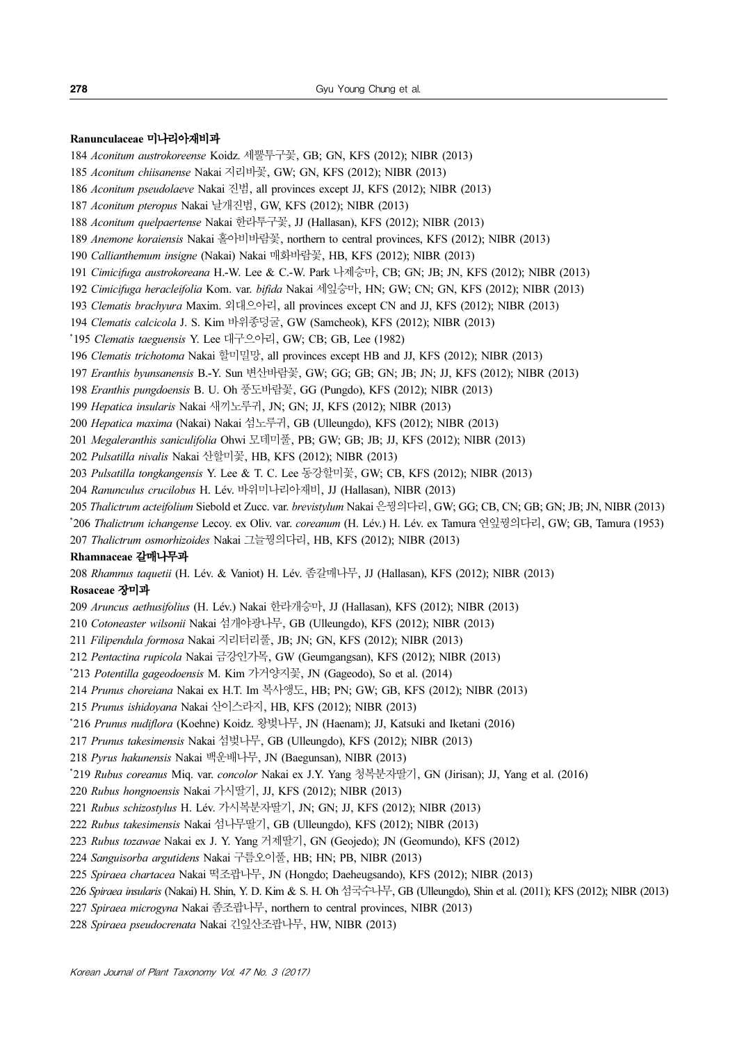**Ranunculaceae 미나리아재비과**

184 *Aconitum austrokoreense* Koidz. 세뿔투구꽃, GB; GN, KFS (2012); NIBR (2013)

185 *Aconitum chiisanense* Nakai 지리바꽃, GW; GN, KFS (2012); NIBR (2013)

186 *Aconitum pseudolaeve* Nakai 진범, all provinces except JJ, KFS (2012); NIBR (2013)

187 *Aconitum pteropus* Nakai 날개진범, GW, KFS (2012); NIBR (2013)

188 *Aconitum quelpaertense* Nakai 한라투구꽃, JJ (Hallasan), KFS (2012); NIBR (2013)

189 *Anemone koraiensis* Nakai 홀아비바람꽃, northern to central provinces, KFS (2012); NIBR (2013)

190 *Callianthemum insigne* (Nakai) Nakai 매화바람꽃, HB, KFS (2012); NIBR (2013)

191 *Cimicifuga austrokoreana* H.-W. Lee & C.-W. Park 나제승마, CB; GN; JB; JN, KFS (2012); NIBR (2013)

192 *Cimicifuga heracleifolia* Kom. var. *bifida* Nakai 세잎승마, HN; GW; CN; GN, KFS (2012); NIBR (2013)

193 *Clematis brachyura* Maxim. 외대으아리, all provinces except CN and JJ, KFS (2012); NIBR (2013)

194 *Clematis calcicola* J. S. Kim 바위종덩굴, GW (Samcheok), KFS (2012); NIBR (2013)

*195 *Clematis taeguensis* Y. Lee 대구으아리, GW; CB; GB, Lee (1982)

196 *Clematis trichotoma* Nakai 할미밀망, all provinces except HB and JJ, KFS (2012); NIBR (2013)

197 *Eranthis byunsanensis* B.-Y. Sun 변산바람꽃, GW; GG; GB; GN; JB; JN; JJ, KFS (2012); NIBR (2013)

198 *Eranthis pungdoensis* B. U. Oh 풍도바람꽃, GG (Pungdo), KFS (2012); NIBR (2013)

199 *Hepatica insularis* Nakai 새끼노루귀, JN; GN; JJ, KFS (2012); NIBR (2013)

200 *Hepatica maxima* (Nakai) Nakai 섬노루귀, GB (Ulleungdo), KFS (2012); NIBR (2013)

201 *Megaleranthis saniculifolia* Ohwi 모데미풀, PB; GW; GB; JB; JJ, KFS (2012); NIBR (2013)

202 *Pulsatilla nivalis* Nakai 산할미꽃, HB, KFS (2012); NIBR (2013)

203 *Pulsatilla tongkangensis* Y. Lee & T. C. Lee 동강할미꽃, GW; CB, KFS (2012); NIBR (2013)

204 *Ranunculus crucilobus* H. Lév. 바위미나리아재비, JJ (Hallasan), NIBR (2013)

205 *Thalictrum acteifolium* Siebold et Zucc. var. *brevistylum* Nakai 은꿩의다리, GW; GG; CB, CN; GB; GN; JB; JN, NIBR (2013)

*206 *Thalictrum ichangense* Lecoy. ex Oliv. var. *coreanum* (H. Lév.) H. Lév. ex Tamura 연잎꿩의다리, GW; GB, Tamura (1953)

207 *Thalictrum osmorhizoides* Nakai 그늘꿩의다리, HB, KFS (2012); NIBR (2013)

**Rhamnaceae 갈매나무과**

208 *Rhamnus taquetii* (H. Lév. & Vaniot) H. Lév. 좀갈매나무, JJ (Hallasan), KFS (2012); NIBR (2013)

**Rosaceae 장미과**

209 *Aruncus aethusifolius* (H. Lév.) Nakai 한라개승마, JJ (Hallasan), KFS (2012); NIBR (2013)

210 *Cotoneaster wilsonii* Nakai 섬개야광나무, GB (Ulleungdo), KFS (2012); NIBR (2013)

211 *Filipendula formosa* Nakai 지리터리풀, JB; JN; GN, KFS (2012); NIBR (2013)

212 *Pentactina rupicola* Nakai 금강인가목, GW (Geumgangsan), KFS (2012); NIBR (2013)

*213 *Potentilla gageodoensis* M. Kim 가거양지꽃, JN (Gageodo), So et al. (2014)

214 *Prunus choreiana* Nakai ex H.T. Im 복사앵도, HB; PN; GW; GB, KFS (2012); NIBR (2013)

215 *Prunus ishidoyana* Nakai 산이스라지, HB, KFS (2012); NIBR (2013)

*216 *Prunus nudiflora* (Koehne) Koidz. 왕벚나무, JN (Haenam); JJ, Katsuki and Iketani (2016)

217 *Prunus takesimensis* Nakai 섬벚나무, GB (Ulleungdo), KFS (2012); NIBR (2013)

218 *Pyrus hakunensis* Nakai 백운배나무, JN (Baegunsan), NIBR (2013)

*219 *Rubus coreanus* Miq. var. *concolor* Nakai ex J.Y. Yang 청복분자딸기, GN (Jirisan); JJ, Yang et al. (2016)

220 *Rubus hongnoensis* Nakai 가시딸기, JJ, KFS (2012); NIBR (2013)

221 *Rubus schizostylus* H. Lév. 가시복분자딸기, JN; GN; JJ, KFS (2012); NIBR (2013)

222 *Rubus takesimensis* Nakai 섬나무딸기, GB (Ulleungdo), KFS (2012); NIBR (2013)

223 *Rubus tozawae* Nakai ex J. Y. Yang 거제딸기, GN (Geojedo); JN (Geomundo), KFS (2012)

224 *Sanguisorba argutidens* Nakai 구름오이풀, HB; HN; PB, NIBR (2013)

225 *Spiraea chartacea* Nakai 떡조팝나무, JN (Hongdo; Daeheugsando), KFS (2012); NIBR (2013)

226 *Spiraea insularis* (Nakai) H. Shin, Y. D. Kim & S. H. Oh 섬국수나무, GB (Ulleungdo), Shin et al. (2011); KFS (2012); NIBR (2013)

227 *Spiraea microgyna* Nakai 좀조팝나무, northern to central provinces, NIBR (2013)

228 *Spiraea pseudocrenata* Nakai 긴잎산조팝나무, HW, NIBR (2013)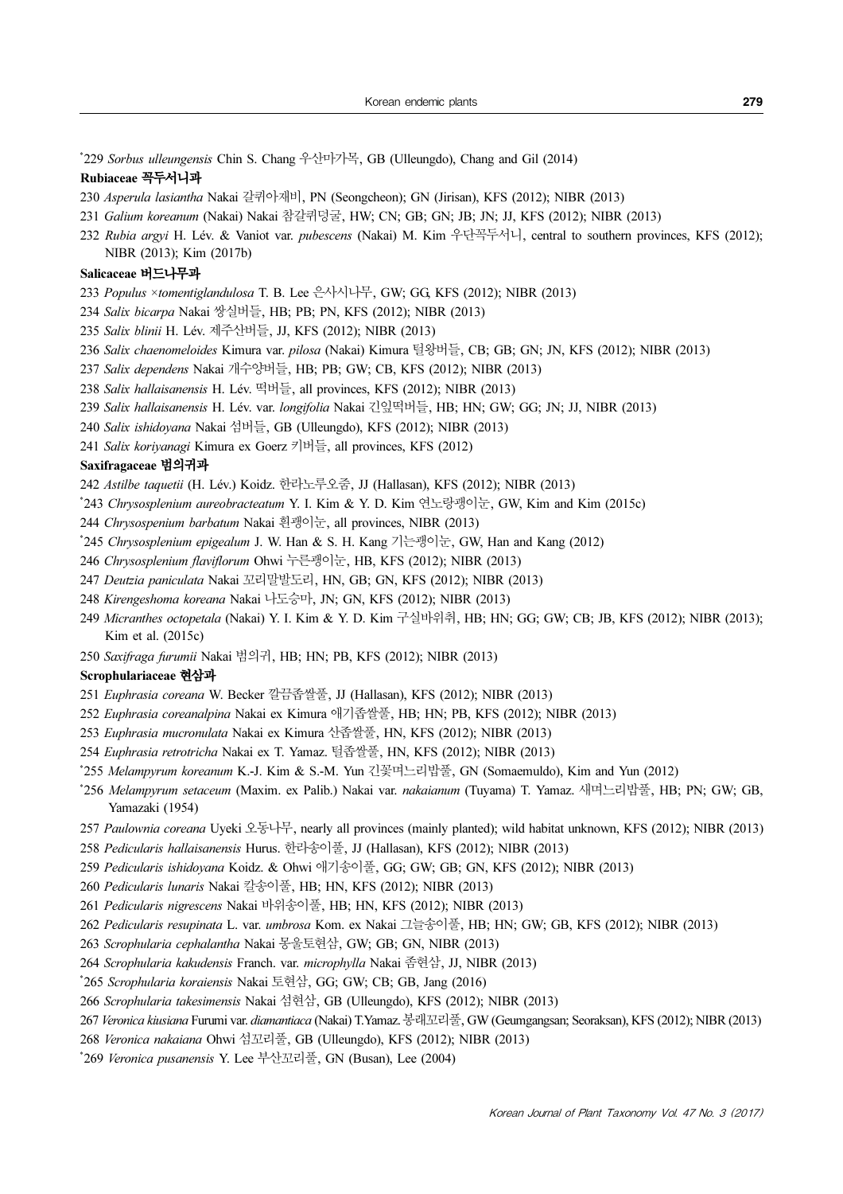*229 *Sorbus ulleungensis* Chin S. Chang 우산마가목, GB (Ulleungdo), Chang and Gil (2014)

**Rubiaceae 꼭두서니과**

230 *Asperula lasiantha* Nakai 갈퀴아재비, PN (Seongcheon); GN (Jirisan), KFS (2012); NIBR (2013)

231 *Galium koreanum* (Nakai) Nakai 참갈퀴덩굴, HW; CN; GB; GN; JB; JN; JJ, KFS (2012); NIBR (2013)

232 *Rubia argyi* H. Lév. & Vaniot var. *pubescens* (Nakai) M. Kim 우단꼭두서니, central to southern provinces, KFS (2012); NIBR (2013); Kim (2017b)

**Salicaceae 버드나무과**

233 *Populus* ×*tomentiglandulosa* T. B. Lee 은사시나무, GW; GG, KFS (2012); NIBR (2013)

234 *Salix bicarpa* Nakai 쌍실버들, HB; PB; PN, KFS (2012); NIBR (2013)

235 *Salix blinii* H. Lév. 제주산버들, JJ, KFS (2012); NIBR (2013)

236 *Salix chaenomeloides* Kimura var. *pilosa* (Nakai) Kimura 털왕버들, CB; GB; GN; JN, KFS (2012); NIBR (2013)

237 *Salix dependens* Nakai 개수양버들, HB; PB; GW; CB, KFS (2012); NIBR (2013)

238 *Salix hallaisanensis* H. Lév. 떡버들, all provinces, KFS (2012); NIBR (2013)

239 *Salix hallaisanensis* H. Lév. var. *longifolia* Nakai 긴잎떡버들, HB; HN; GW; GG; JN; JJ, NIBR (2013)

240 *Salix ishidoyana* Nakai 섬버들, GB (Ulleungdo), KFS (2012); NIBR (2013)

241 *Salix koriyanagi* Kimura ex Goerz 키버들, all provinces, KFS (2012)

**Saxifragaceae 범의귀과**

242 *Astilbe taquetii* (H. Lév.) Koidz. 한라노루오줌, JJ (Hallasan), KFS (2012); NIBR (2013)

*243 *Chrysosplenium aureobracteatum* Y. I. Kim & Y. D. Kim 연노랑괭이눈, GW, Kim and Kim (2015c)

244 *Chrysospenium barbatum* Nakai 흰괭이눈, all provinces, NIBR (2013)

*245 *Chrysosplenium epigealum* J. W. Han & S. H. Kang 기는괭이눈, GW, Han and Kang (2012)

246 *Chrysosplenium flaviflorum* Ohwi 누른괭이눈, HB, KFS (2012); NIBR (2013)

247 *Deutzia paniculata* Nakai 꼬리말발도리, HN, GB; GN, KFS (2012); NIBR (2013)

248 *Kirengeshoma koreana* Nakai 나도승마, JN; GN, KFS (2012); NIBR (2013)

249 *Micranthes octopetala* (Nakai) Y. I. Kim & Y. D. Kim 구실바위취, HB; HN; GG; GW; CB; JB, KFS (2012); NIBR (2013); Kim et al. (2015c)

250 *Saxifraga furumii* Nakai 범의귀, HB; HN; PB, KFS (2012); NIBR (2013)

**Scrophulariaceae 현삼과**

251 *Euphrasia coreana* W. Becker 깔끔좁쌀풀, JJ (Hallasan), KFS (2012); NIBR (2013)

252 *Euphrasia coreanalpina* Nakai ex Kimura 애기좁쌀풀, HB; HN; PB, KFS (2012); NIBR (2013)

253 *Euphrasia mucronulata* Nakai ex Kimura 산좁쌀풀, HN, KFS (2012); NIBR (2013)

254 *Euphrasia retrotricha* Nakai ex T. Yamaz. 털좁쌀풀, HN, KFS (2012); NIBR (2013)

*255 *Melampyrum koreanum* K.-J. Kim & S.-M. Yun 긴꽃며느리밥풀, GN (Somaemuldo), Kim and Yun (2012)

*256 *Melampyrum setaceum* (Maxim. ex Palib.) Nakai var. *nakaianum* (Tuyama) T. Yamaz. 새며느리밥풀, HB; PN; GW; GB, Yamazaki (1954)

257 *Paulownia coreana* Uyeki 오동나무, nearly all provinces (mainly planted); wild habitat unknown, KFS (2012); NIBR (2013)

258 *Pedicularis hallaisanensis* Hurus. 한라송이풀, JJ (Hallasan), KFS (2012); NIBR (2013)

259 *Pedicularis ishidoyana* Koidz. & Ohwi 애기송이풀, GG; GW; GB; GN, KFS (2012); NIBR (2013)

260 *Pedicularis lunaris* Nakai 칼송이풀, HB; HN, KFS (2012); NIBR (2013)

261 *Pedicularis nigrescens* Nakai 바위송이풀, HB; HN, KFS (2012); NIBR (2013)

262 *Pedicularis resupinata* L. var. *umbrosa* Kom. ex Nakai 그늘송이풀, HB; HN; GW; GB, KFS (2012); NIBR (2013)

263 *Scrophularia cephalantha* Nakai 몽울토현삼, GW; GB; GN, NIBR (2013)

264 *Scrophularia kakudensis* Franch. var. *microphylla* Nakai 좀현삼, JJ, NIBR (2013)

*265 *Scrophularia koraiensis* Nakai 토현삼, GG; GW; CB; GB, Jang (2016)

266 *Scrophularia takesimensis* Nakai 섬현삼, GB (Ulleungdo), KFS (2012); NIBR (2013)

267 *Veronica kiusiana* Furumi var. *diamantiaca* (Nakai) T.Yamaz. 봉래꼬리풀, GW (Geumgangsan; Seoraksan), KFS (2012); NIBR (2013)

268 *Veronica nakaiana* Ohwi 섬꼬리풀, GB (Ulleungdo), KFS (2012); NIBR (2013)

*269 *Veronica pusanensis* Y. Lee 부산꼬리풀, GN (Busan), Lee (2004)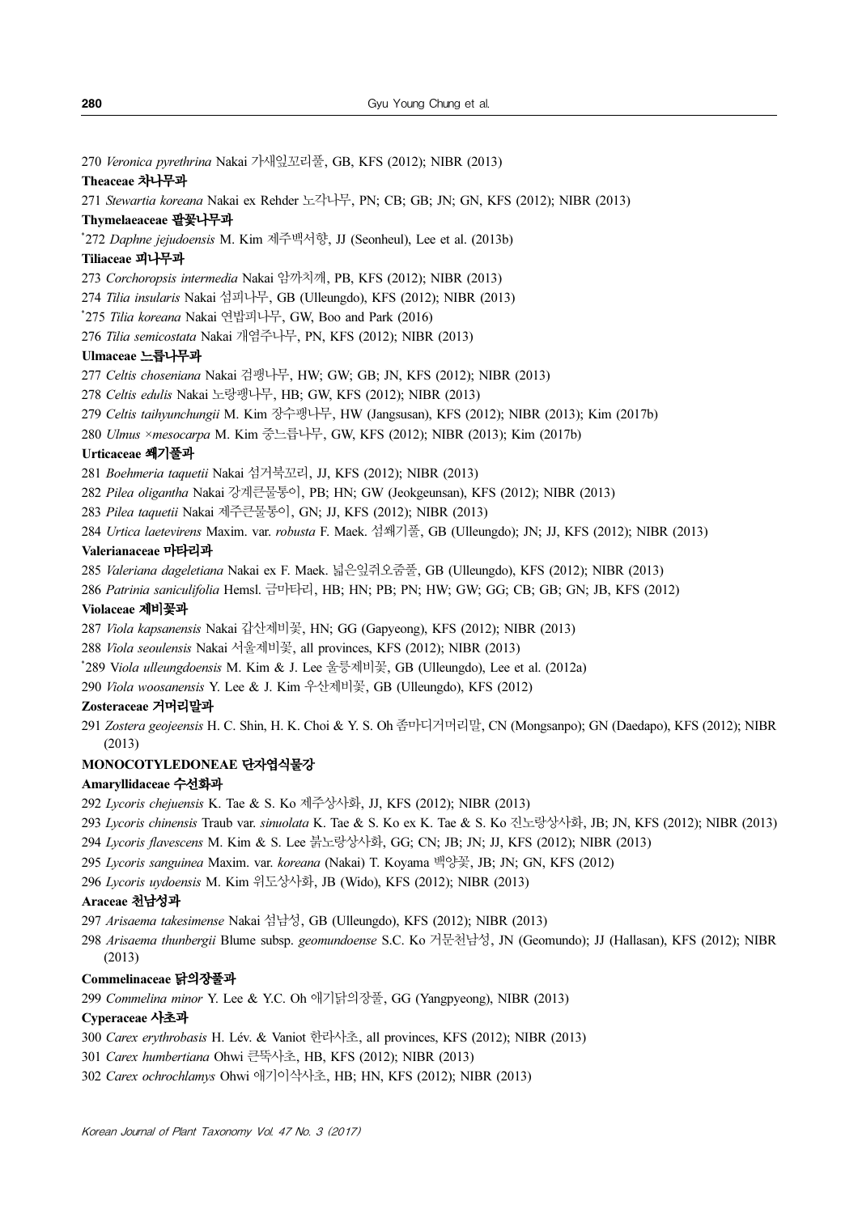270 *Veronica pyrethrina* Nakai 가새잎꼬리풀, GB, KFS (2012); NIBR (2013)

**Theaceae 차나무과**

271 *Stewartia koreana* Nakai ex Rehder 노각나무, PN; CB; GB; JN; GN, KFS (2012); NIBR (2013)

**Thymelaeaceae 팥꽃나무과**

*272 *Daphne jejudoensis* M. Kim 제주백서향, JJ (Seonheul), Lee et al. (2013b)

**Tiliaceae 피나무과**

273 *Corchoropsis intermedia* Nakai 암까치깨, PB, KFS (2012); NIBR (2013)

274 *Tilia insularis* Nakai 섬피나무, GB (Ulleungdo), KFS (2012); NIBR (2013)

*275 *Tilia koreana* Nakai 연밥피나무, GW, Boo and Park (2016)

276 *Tilia semicostata* Nakai 개염주나무, PN, KFS (2012); NIBR (2013)

**Ulmaceae 느릅나무과**

277 *Celtis choseniana* Nakai 검팽나무, HW; GW; GB; JN, KFS (2012); NIBR (2013)

278 *Celtis edulis* Nakai 노랑팽나무, HB; GW, KFS (2012); NIBR (2013)

279 *Celtis taihyunchungii* M. Kim 장수팽나무, HW (Jangsusan), KFS (2012); NIBR (2013); Kim (2017b)

280 *Ulmus ×mesocarpa* M. Kim 중느릅나무, GW, KFS (2012); NIBR (2013); Kim (2017b)

**Urticaceae 쐐기풀과**

281 *Boehmeria taquetii* Nakai 섬거북꼬리, JJ, KFS (2012); NIBR (2013)

282 *Pilea oligantha* Nakai 강계큰물통이, PB; HN; GW (Jeokgeunsan), KFS (2012); NIBR (2013)

283 *Pilea taquetii* Nakai 제주큰물통이, GN; JJ, KFS (2012); NIBR (2013)

284 *Urtica laetevirens* Maxim. var. *robusta* F. Maek. 섬쐐기풀, GB (Ulleungdo); JN; JJ, KFS (2012); NIBR (2013)

**Valerianaceae 마타리과**

285 *Valeriana dageletiana* Nakai ex F. Maek. 넓은잎쥐오줌풀, GB (Ulleungdo), KFS (2012); NIBR (2013)

286 *Patrinia saniculifolia* Hemsl. 금마타리, HB; HN; PB; PN; HW; GW; GG; CB; GB; GN; JB, KFS (2012)

**Violaceae 제비꽃과**

287 *Viola kapsanensis* Nakai 갑산제비꽃, HN; GG (Gapyeong), KFS (2012); NIBR (2013)

288 *Viola seoulensis* Nakai 서울제비꽃, all provinces, KFS (2012); NIBR (2013)

*289 *Viola ulleungdoensis* M. Kim & J. Lee 울릉제비꽃, GB (Ulleungdo), Lee et al. (2012a)

290 *Viola woosanensis* Y. Lee & J. Kim 우산제비꽃, GB (Ulleungdo), KFS (2012)

**Zosteraceae 거머리말과**

291 *Zostera geojeensis* H. C. Shin, H. K. Choi & Y. S. Oh 좀마디거머리말, CN (Mongsanpo); GN (Daedapo), KFS (2012); NIBR (2013)

**MONOCOTYLEDONEAE 단자엽식물강**

**Amaryllidaceae 수선화과**

292 *Lycoris chejuensis* K. Tae & S. Ko 제주상사화, JJ, KFS (2012); NIBR (2013)

293 *Lycoris chinensis* Traub var. *sinuolata* K. Tae & S. Ko ex K. Tae & S. Ko 진노랑상사화, JB; JN, KFS (2012); NIBR (2013)

294 *Lycoris flavescens* M. Kim & S. Lee 붉노랑상사화, GG; CN; JB; JN; JJ, KFS (2012); NIBR (2013)

295 *Lycoris sanguinea* Maxim. var. *koreana* (Nakai) T. Koyama 백양꽃, JB; JN; GN, KFS (2012)

296 *Lycoris uydoensis* M. Kim 위도상사화, JB (Wido), KFS (2012); NIBR (2013)

**Araceae 천남성과**

297 *Arisaema takesimense* Nakai 섬남성, GB (Ulleungdo), KFS (2012); NIBR (2013)

298 *Arisaema thunbergii* Blume subsp. *geomundoense* S.C. Ko 거문천남성, JN (Geomundo); JJ (Hallasan), KFS (2012); NIBR (2013)

**Commelinaceae 닭의장풀과**

299 *Commelina minor* Y. Lee & Y.C. Oh 애기닭의장풀, GG (Yangpyeong), NIBR (2013)

**Cyperaceae 사초과**

300 *Carex erythrobasis* H. Lév. & Vaniot 한라사초, all provinces, KFS (2012); NIBR (2013)

301 *Carex humbertiana* Ohwi 큰뚝사초, HB, KFS (2012); NIBR (2013)

302 *Carex ochrochlamys* Ohwi 애기이삭사초, HB; HN, KFS (2012); NIBR (2013)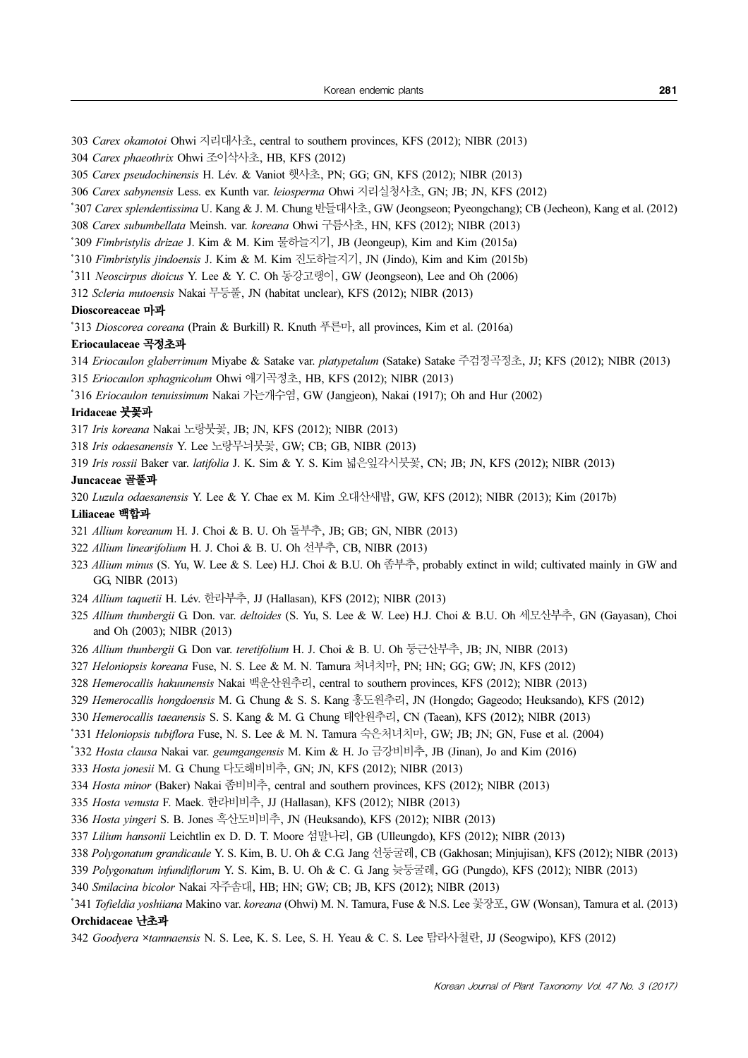303 *Carex okamotoi* Ohwi 지리대사초, central to southern provinces, KFS (2012); NIBR (2013)

304 *Carex phaeothrix* Ohwi 조이삭사초, HB, KFS (2012)

305 *Carex pseudochinensis* H. Lév. & Vaniot 햇사초, PN; GG; GN, KFS (2012); NIBR (2013)

306 *Carex sabynensis* Less. ex Kunth var. *leiosperma* Ohwi 지리실청사초, GN; JB; JN, KFS (2012)

*307 *Carex splendentissima* U. Kang & J. M. Chung 반들대사초, GW (Jeongseon; Pyeongchang); CB (Jecheon), Kang et al. (2012)

308 *Carex subumbellata* Meinsh. var. *koreana* Ohwi 구름사초, HN, KFS (2012); NIBR (2013)

*309 *Fimbristylis drizae* J. Kim & M. Kim 물하늘지기, JB (Jeongeup), Kim and Kim (2015a)

*310 *Fimbristylis jindoensis* J. Kim & M. Kim 진도하늘지기, JN (Jindo), Kim and Kim (2015b)

*311 *Neoscirpus dioicus* Y. Lee & Y. C. Oh 동강고랭이, GW (Jeongseon), Lee and Oh (2006)

312 *Scleria mutoensis* Nakai 무등풀, JN (habitat unclear), KFS (2012); NIBR (2013)

**Dioscoreaceae 마과**

*313 *Dioscorea coreana* (Prain & Burkill) R. Knuth 푸른마, all provinces, Kim et al. (2016a)

**Eriocaulaceae 곡정초과**

314 *Eriocaulon glaberrimum* Miyabe & Satake var. *platypetalum* (Satake) Satake 주걱검정곡정초, JJ; KFS (2012); NIBR (2013)

315 *Eriocaulon sphagnicolum* Ohwi 애기곡정초, HB, KFS (2012); NIBR (2013)

*316 *Eriocaulon tenuissimum* Nakai 가는개수염, GW (Jangjeon), Nakai (1917); Oh and Hur (2002)

**Iridaceae 붓꽃과**

317 *Iris koreana* Nakai 노랑붓꽃, JB; JN, KFS (2012); NIBR (2013)

318 *Iris odaesanensis* Y. Lee 노랑무늬붓꽃, GW; CB; GB, NIBR (2013)

319 *Iris rossii* Baker var. *latifolia* J. K. Sim & Y. S. Kim 넓은잎각시붓꽃, CN; JB; JN, KFS (2012); NIBR (2013)

**Juncaceae 골풀과**

320 *Luzula odaesanensis* Y. Lee & Y. Chae ex M. Kim 오대산새밥, GW, KFS (2012); NIBR (2013); Kim (2017b)

**Liliaceae 백합과**

321 *Allium koreanum* H. J. Choi & B. U. Oh 돌부추, JB; GB; GN, NIBR (2013)

322 *Allium linearifolium* H. J. Choi & B. U. Oh 선부추, CB, NIBR (2013)

323 *Allium minus* (S. Yu, W. Lee & S. Lee) H.J. Choi & B.U. Oh 좀부추, probably extinct in wild; cultivated mainly in GW and GG, NIBR (2013)

324 *Allium taquetii* H. Lév. 한라부추, JJ (Hallasan), KFS (2012); NIBR (2013)

325 *Allium thunbergii* G. Don. var. *deltoides* (S. Yu, S. Lee & W. Lee) H.J. Choi & B.U. Oh 세모산부추, GN (Gayasan), Choi and Oh (2003); NIBR (2013)

326 *Allium thunbergii* G. Don var. *teretifolium* H. J. Choi & B. U. Oh 둥근산부추, JB; JN, NIBR (2013)

327 *Heloniopsis koreana* Fuse, N. S. Lee & M. N. Tamura 처녀치마, PN; HN; GG; GW; JN, KFS (2012)

328 *Hemerocallis hakuunensis* Nakai 백운산원추리, central to southern provinces, KFS (2012); NIBR (2013)

329 *Hemerocallis hongdoensis* M. G. Chung & S. S. Kang 홍도원추리, JN (Hongdo; Gageodo; Heuksando), KFS (2012)

330 *Hemerocallis taeanensis* S. S. Kang & M. G. Chung 태안원추리, CN (Taean), KFS (2012); NIBR (2013)

*331 *Heloniopsis tubiflora* Fuse, N. S. Lee & M. N. Tamura 숙은처녀치마, GW; JB; JN; GN, Fuse et al. (2004)

*332 *Hosta clausa* Nakai var. *geumgangensis* M. Kim & H. Jo 금강비비추, JB (Jinan), Jo and Kim (2016)

333 *Hosta jonesii* M. G. Chung 다도해비비추, GN; JN, KFS (2012); NIBR (2013)

334 *Hosta minor* (Baker) Nakai 좀비비추, central and southern provinces, KFS (2012); NIBR (2013)

335 *Hosta venusta* F. Maek. 한라비비추, JJ (Hallasan), KFS (2012); NIBR (2013)

336 *Hosta yingeri* S. B. Jones 흑산도비비추, JN (Heuksando), KFS (2012); NIBR (2013)

337 *Lilium hansonii* Leichtlin ex D. D. T. Moore 섬말나리, GB (Ulleungdo), KFS (2012); NIBR (2013)

338 *Polygonatum grandicaule* Y. S. Kim, B. U. Oh & C.G. Jang 선둥굴레, CB (Gakhosan; Minjujisan), KFS (2012); NIBR (2013)

339 *Polygonatum infundiflorum* Y. S. Kim, B. U. Oh & C. G. Jang 늦둥굴레, GG (Pungdo), KFS (2012); NIBR (2013)

340 *Smilacina bicolor* Nakai 자주솜대, HB; HN; GW; CB; JB, KFS (2012); NIBR (2013)

*341 *Tofieldia yoshiiana* Makino var. *koreana* (Ohwi) M. N. Tamura, Fuse & N.S. Lee 꽃장포, GW (Wonsan), Tamura et al. (2013)

**Orchidaceae 난초과**

342 *Goodyera ×tamnaensis* N. S. Lee, K. S. Lee, S. H. Yeau & C. S. Lee 탐라사철란, JJ (Seogwipo), KFS (2012)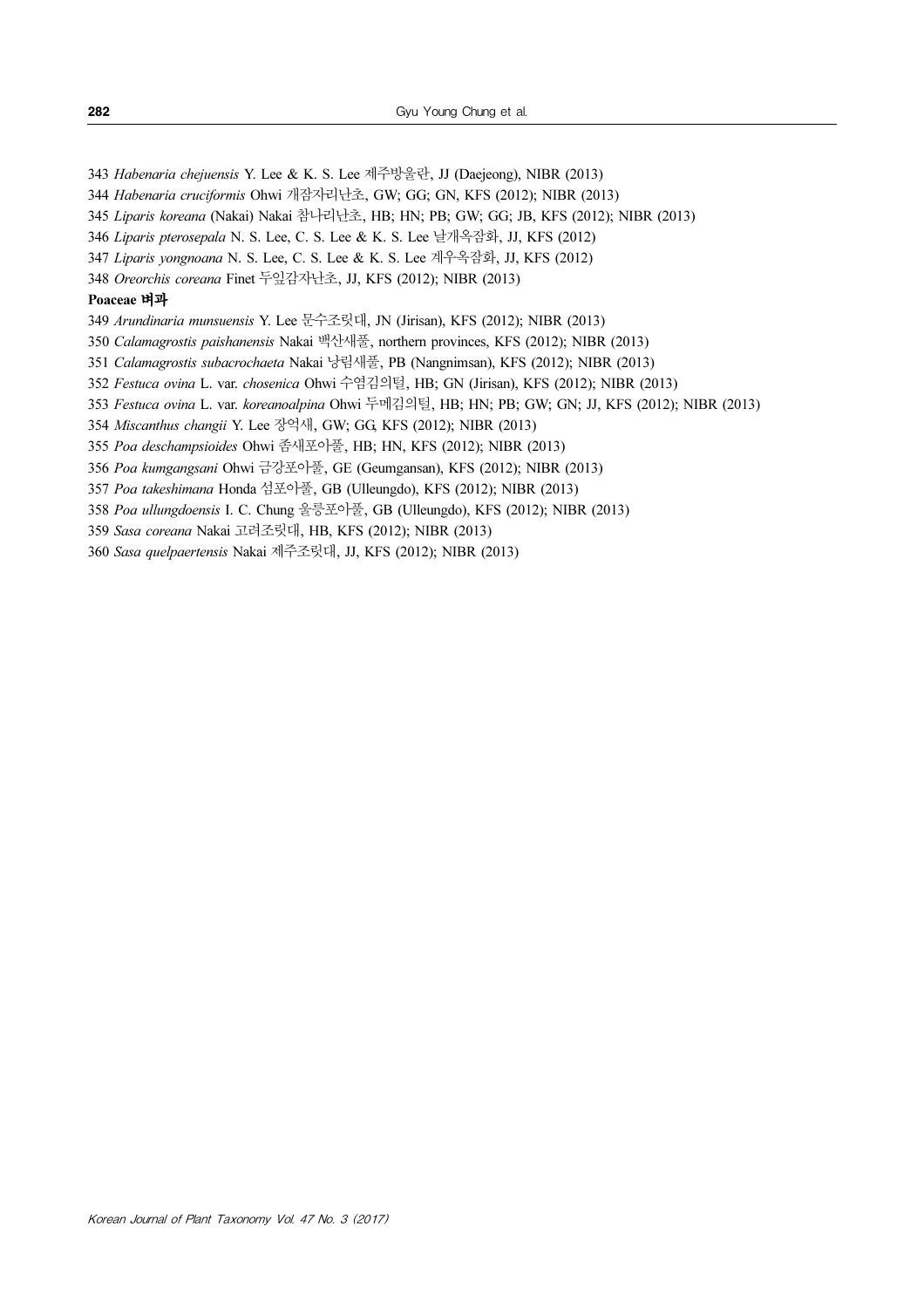343 *Habenaria chejuensis* Y. Lee & K. S. Lee 제주방울란, JJ (Daejeong), NIBR (2013)

344 *Habenaria cruciformis* Ohwi 개잠자리난초, GW; GG; GN, KFS (2012); NIBR (2013)

345 *Liparis koreana* (Nakai) Nakai 참나리난초, HB; HN; PB; GW; GG; JB, KFS (2012); NIBR (2013)

346 *Liparis pterosepala* N. S. Lee, C. S. Lee & K. S. Lee 날개옥잠화, JJ, KFS (2012)

347 *Liparis yongnoana* N. S. Lee, C. S. Lee & K. S. Lee 계우옥잠화, JJ, KFS (2012)

348 *Oreorchis coreana* Finet 두잎감자난초, JJ, KFS (2012); NIBR (2013)

**Poaceae 벼과**

349 *Arundinaria munsuensis* Y. Lee 문수조릿대, JN (Jirisan), KFS (2012); NIBR (2013)

350 *Calamagrostis paishanensis* Nakai 백산새풀, northern provinces, KFS (2012); NIBR (2013)

351 *Calamagrostis subacrochaeta* Nakai 낭림새풀, PB (Nangnimsan), KFS (2012); NIBR (2013)

352 *Festuca ovina* L. var. *chosenica* Ohwi 수염김의털, HB; GN (Jirisan), KFS (2012); NIBR (2013)

353 *Festuca ovina* L. var. *koreanoalpina* Ohwi 두메김의털, HB; HN; PB; GW; GN; JJ, KFS (2012); NIBR (2013)

354 *Miscanthus changii* Y. Lee 장억새, GW; GG, KFS (2012); NIBR (2013)

355 *Poa deschampsioides* Ohwi 좀새포아풀, HB; HN, KFS (2012); NIBR (2013)

356 *Poa kumgangsani* Ohwi 금강포아풀, GE (Geumgansan), KFS (2012); NIBR (2013)

357 *Poa takeshimana* Honda 섬포아풀, GB (Ulleungdo), KFS (2012); NIBR (2013)

358 *Poa ullungdoensis* I. C. Chung 울릉포아풀, GB (Ulleungdo), KFS (2012); NIBR (2013)

359 *Sasa coreana* Nakai 고려조릿대, HB, KFS (2012); NIBR (2013)

360 *Sasa quelpaertensis* Nakai 제주조릿대, JJ, KFS (2012); NIBR (2013)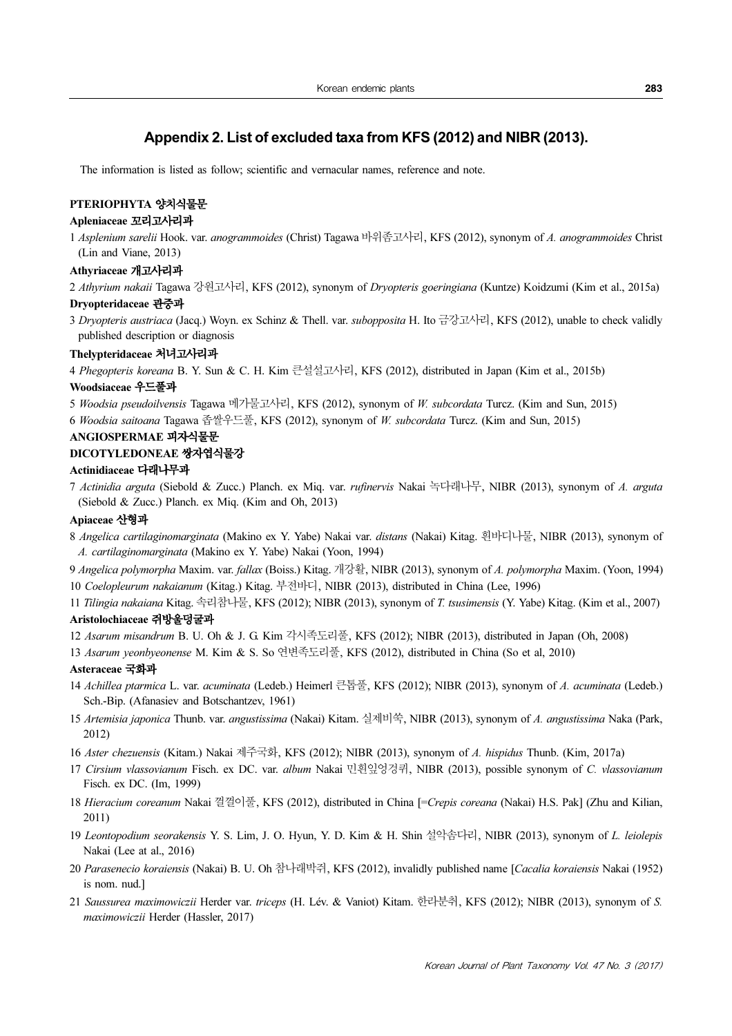## Appendix 2. List of excluded taxa from KFS (2012) and NIBR (2013).

The information is listed as follow; scientific and vernacular names, reference and note.

### PTERIOPHYTA 양치식물문

#### Apleniaceae 꼬리고사리과

1 *Asplenium sarelii* Hook. var. *anogrammoides* (Christ) Tagawa 바위좀고사리, KFS (2012), synonym of *A. anogrammoides* Christ (Lin and Viane, 2013)

#### Athyriaceae 개고사리과

2 *Athyrium nakaii* Tagawa 강원고사리, KFS (2012), synonym of *Dryopteris goeringiana* (Kuntze) Koidzumi (Kim et al., 2015a)

#### Dryopteridaceae 관중과

3 *Dryopteris austriaca* (Jacq.) Woyn. ex Schinz & Thell. var. *subopposita* H. Ito 금강고사리, KFS (2012), unable to check validly published description or diagnosis

#### Thelypteridaceae 처녀고사리과

4 *Phegopteris koreana* B. Y. Sun & C. H. Kim 큰설설고사리, KFS (2012), distributed in Japan (Kim et al., 2015b)

#### Woodsiaceae 우드풀과

5 *Woodsia pseudoilvensis* Tagawa 메가물고사리, KFS (2012), synonym of *W. subcordata* Turcz. (Kim and Sun, 2015)

6 *Woodsia saitoana* Tagawa 좀쌀우드풀, KFS (2012), synonym of *W. subcordata* Turcz. (Kim and Sun, 2015)

### ANGIOSPERMAE 피자식물문

### DICOTYLEDONEAE 쌍자엽식물강

#### Actinidiaceae 다래나무과

7 *Actinidia arguta* (Siebold & Zucc.) Planch. ex Miq. var. *rufinervis* Nakai 녹다래나무, NIBR (2013), synonym of *A. arguta* (Siebold & Zucc.) Planch. ex Miq. (Kim and Oh, 2013)

#### Apiaceae 산형과

8 *Angelica cartilaginomarginata* (Makino ex Y. Yabe) Nakai var. *distans* (Nakai) Kitag. 흰바디나물, NIBR (2013), synonym of *A. cartilaginomarginata* (Makino ex Y. Yabe) Nakai (Yoon, 1994)

9 *Angelica polymorpha* Maxim. var. *fallax* (Boiss.) Kitag. 개강활, NIBR (2013), synonym of *A. polymorpha* Maxim. (Yoon, 1994)

10 *Coelopleurum nakaianum* (Kitag.) Kitag. 부전바디, NIBR (2013), distributed in China (Lee, 1996)

11 *Tilingia nakaiana* Kitag. 속리참나물, KFS (2012); NIBR (2013), synonym of *T. tsusimensis* (Y. Yabe) Kitag. (Kim et al., 2007)

#### Aristolochiaceae 쥐방울덩굴과

12 *Asarum misandrum* B. U. Oh & J. G. Kim 각시족도리풀, KFS (2012); NIBR (2013), distributed in Japan (Oh, 2008)

13 *Asarum yeonbyeonense* M. Kim & S. So 연변족도리풀, KFS (2012), distributed in China (So et al, 2010)

#### Asteraceae 국화과

14 *Achillea ptarmica* L. var. *acuminata* (Ledeb.) Heimerl 큰톱풀, KFS (2012); NIBR (2013), synonym of *A. acuminata* (Ledeb.) Sch.-Bip. (Afanasiev and Botschantzev, 1961)

15 *Artemisia japonica* Thunb. var. *angustissima* (Nakai) Kitam. 실제비쑥, NIBR (2013), synonym of *A. angustissima* Naka (Park, 2012)

16 *Aster chezuensis* (Kitam.) Nakai 제주국화, KFS (2012); NIBR (2013), synonym of *A. hispidus* Thunb. (Kim, 2017a)

17 *Cirsium vlassovianum* Fisch. ex DC. var. *album* Nakai 민흰잎엉겅퀴, NIBR (2013), possible synonym of *C. vlassovianum* Fisch. ex DC. (Im, 1999)

18 *Hieracium coreanum* Nakai 껄껄이풀, KFS (2012), distributed in China [=*Crepis coreana* (Nakai) H.S. Pak] (Zhu and Kilian, 2011)

19 *Leontopodium seorakensis* Y. S. Lim, J. O. Hyun, Y. D. Kim & H. Shin 설악솜다리, NIBR (2013), synonym of *L. leiolepis* Nakai (Lee at al., 2016)

20 *Parasenecio koraiensis* (Nakai) B. U. Oh 참나래박쥐, KFS (2012), invalidly published name [*Cacalia koraiensis* Nakai (1952) is nom. nud.]

21 *Saussurea maximowiczii* Herder var. *triceps* (H. Lév. & Vaniot) Kitam. 한라분취, KFS (2012); NIBR (2013), synonym of *S. maximowiczii* Herder (Hassler, 2017)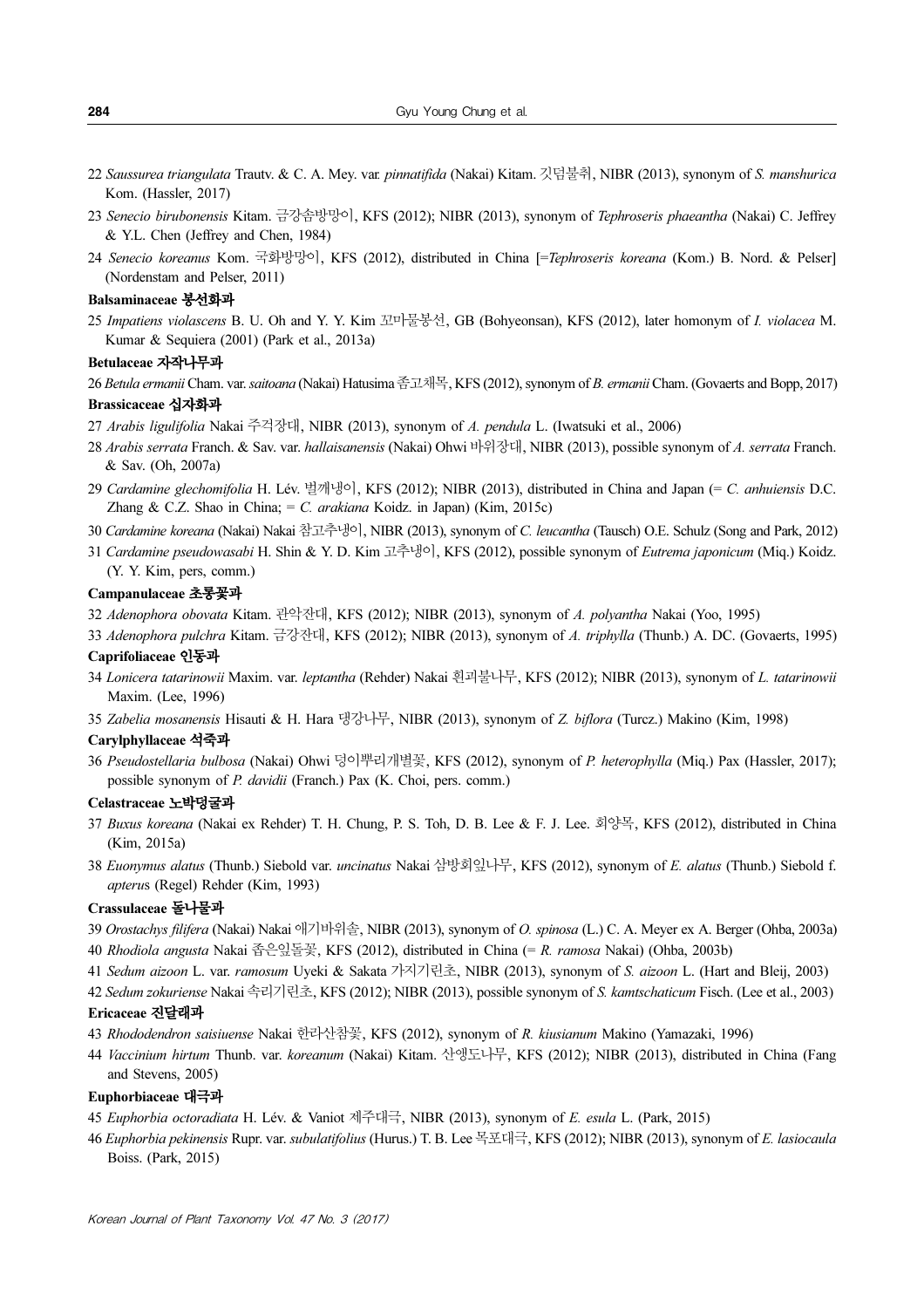22 *Saussurea triangulata* Trautv. & C. A. Mey. var. *pinnatifida* (Nakai) Kitam. 깃덤불취, NIBR (2013), synonym of *S. manshurica* Kom. (Hassler, 2017)

23 *Senecio birubonensis* Kitam. 금강솜방망이, KFS (2012); NIBR (2013), synonym of *Tephroseris phaeantha* (Nakai) C. Jeffrey & Y.L. Chen (Jeffrey and Chen, 1984)

24 *Senecio koreanus* Kom. 국화방망이, KFS (2012), distributed in China [=*Tephroseris koreana* (Kom.) B. Nord. & Pelser] (Nordenstam and Pelser, 2011)

**Balsaminaceae 봉선화과**

25 *Impatiens violascens* B. U. Oh and Y. Y. Kim 꼬마물봉선, GB (Bohyeonsan), KFS (2012), later homonym of *I. violacea* M. Kumar & Sequiera (2001) (Park et al., 2013a)

**Betulaceae 자작나무과**

26 *Betula ermanii* Cham. var. *saitoana* (Nakai) Hatusima 좀고채목, KFS (2012), synonym of *B. ermanii* Cham. (Govaerts and Bopp, 2017)

**Brassicaceae 십자화과**

27 *Arabis ligulifolia* Nakai 주걱장대, NIBR (2013), synonym of *A. pendula* L. (Iwatsuki et al., 2006)

28 *Arabis serrata* Franch. & Sav. var. *hallaisanensis* (Nakai) Ohwi 바위장대, NIBR (2013), possible synonym of *A. serrata* Franch. & Sav. (Oh, 2007a)

29 *Cardamine glechomifolia* H. Lév. 벌깨냉이, KFS (2012); NIBR (2013), distributed in China and Japan (= *C. anhuiensis* D.C. Zhang & C.Z. Shao in China; = *C. arakiana* Koidz. in Japan) (Kim, 2015c)

30 *Cardamine koreana* (Nakai) Nakai 참고추냉이, NIBR (2013), synonym of *C. leucantha* (Tausch) O.E. Schulz (Song and Park, 2012)

31 *Cardamine pseudowasabi* H. Shin & Y. D. Kim 고추냉이, KFS (2012), possible synonym of *Eutrema japonicum* (Miq.) Koidz. (Y. Y. Kim, pers, comm.)

**Campanulaceae 초롱꽃과**

32 *Adenophora obovata* Kitam. 관악잔대, KFS (2012); NIBR (2013), synonym of *A. polyantha* Nakai (Yoo, 1995)

33 *Adenophora pulchra* Kitam. 금강잔대, KFS (2012); NIBR (2013), synonym of *A. triphylla* (Thunb.) A. DC. (Govaerts, 1995)

**Caprifoliaceae 인동과**

34 *Lonicera tatarinowii* Maxim. var. *leptantha* (Rehder) Nakai 흰괴불나무, KFS (2012); NIBR (2013), synonym of *L. tatarinowii* Maxim. (Lee, 1996)

35 *Zabelia mosanensis* Hisauti & H. Hara 댕강나무, NIBR (2013), synonym of *Z. biflora* (Turcz.) Makino (Kim, 1998)

**Carylphyllaceae 석죽과**

36 *Pseudostellaria bulbosa* (Nakai) Ohwi 덩이뿌리개별꽃, KFS (2012), synonym of *P. heterophylla* (Miq.) Pax (Hassler, 2017); possible synonym of *P. davidii* (Franch.) Pax (K. Choi, pers. comm.)

**Celastraceae 노박덩굴과**

37 *Buxus koreana* (Nakai ex Rehder) T. H. Chung, P. S. Toh, D. B. Lee & F. J. Lee. 회양목, KFS (2012), distributed in China (Kim, 2015a)

38 *Euonymus alatus* (Thunb.) Siebold var. *uncinatus* Nakai 삼방회잎나무, KFS (2012), synonym of *E. alatus* (Thunb.) Siebold f. *apterus* (Regel) Rehder (Kim, 1993)

**Crassulaceae 돌나물과**

39 *Orostachys filifera* (Nakai) Nakai 애기바위솔, NIBR (2013), synonym of *O. spinosa* (L.) C. A. Meyer ex A. Berger (Ohba, 2003a)

40 *Rhodiola angusta* Nakai 좁은잎돌꽃, KFS (2012), distributed in China (= *R. ramosa* Nakai) (Ohba, 2003b)

41 *Sedum aizoon* L. var. *ramosum* Uyeki & Sakata 가지기린초, NIBR (2013), synonym of *S. aizoon* L. (Hart and Bleij, 2003)

42 *Sedum zokuriense* Nakai 속리기린초, KFS (2012); NIBR (2013), possible synonym of *S. kamtschaticum* Fisch. (Lee et al., 2003)

**Ericaceae 진달래과**

43 *Rhododendron saisiuense* Nakai 한라산참꽃, KFS (2012), synonym of *R. kiusianum* Makino (Yamazaki, 1996)

44 *Vaccinium hirtum* Thunb. var. *koreanum* (Nakai) Kitam. 산앵도나무, KFS (2012); NIBR (2013), distributed in China (Fang and Stevens, 2005)

**Euphorbiaceae 대극과**

45 *Euphorbia octoradiata* H. Lév. & Vaniot 제주대극, NIBR (2013), synonym of *E. esula* L. (Park, 2015)

46 *Euphorbia pekinensis* Rupr. var. *subulatifolius* (Hurus.) T. B. Lee 목포대극, KFS (2012); NIBR (2013), synonym of *E. lasiocaula* Boiss. (Park, 2015)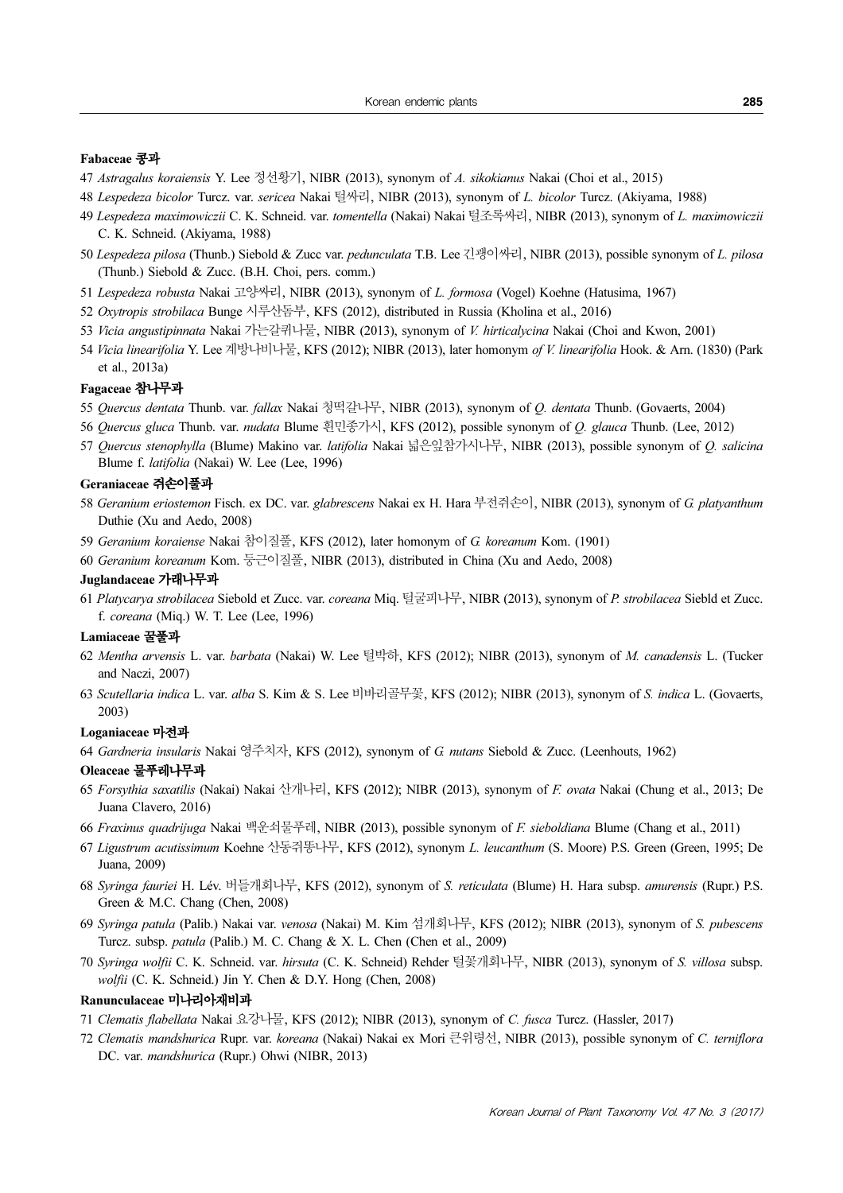**Fabaceae 콩과**

47 *Astragalus koraiensis* Y. Lee 정선황기, NIBR (2013), synonym of *A. sikokianus* Nakai (Choi et al., 2015)

48 *Lespedeza bicolor* Turcz. var. *sericea* Nakai 털싸리, NIBR (2013), synonym of *L. bicolor* Turcz. (Akiyama, 1988)

49 *Lespedeza maximowiczii* C. K. Schneid. var. *tomentella* (Nakai) Nakai 털조록싸리, NIBR (2013), synonym of *L. maximowiczii* C. K. Schneid. (Akiyama, 1988)

50 *Lespedeza pilosa* (Thunb.) Siebold & Zucc var. *pedunculata* T.B. Lee 긴괭이싸리, NIBR (2013), possible synonym of *L. pilosa* (Thunb.) Siebold & Zucc. (B.H. Choi, pers. comm.)

51 *Lespedeza robusta* Nakai 고양싸리, NIBR (2013), synonym of *L. formosa* (Vogel) Koehne (Hatusima, 1967)

52 *Oxytropis strobilacea* Bunge 시루산돔부, KFS (2012), distributed in Russia (Kholina et al., 2016)

53 *Vicia angustipinnata* Nakai 가는갈퀴나물, NIBR (2013), synonym of *V. hirticalycina* Nakai (Choi and Kwon, 2001)

54 *Vicia linearifolia* Y. Lee 계방나비나물, KFS (2012); NIBR (2013), later homonym *of V. linearifolia* Hook. & Arn. (1830) (Park et al., 2013a)

**Fagaceae 참나무과**

55 *Quercus dentata* Thunb. var. *fallax* Nakai 청떡갈나무, NIBR (2013), synonym of *Q. dentata* Thunb. (Govaerts, 2004)

56 *Quercus gluca* Thunb. var. *nudata* Blume 흰민종가시, KFS (2012), possible synonym of *Q. glauca* Thunb. (Lee, 2012)

57 *Quercus stenophylla* (Blume) Makino var. *latifolia* Nakai 넓은잎참가시나무, NIBR (2013), possible synonym of *Q. salicina* Blume f. *latifolia* (Nakai) W. Lee (Lee, 1996)

**Geraniaceae 쥐손이풀과**

58 *Geranium eriostemon* Fisch. ex DC. var. *glabrescens* Nakai ex H. Hara 부전쥐손이, NIBR (2013), synonym of *G. platyanthum* Duthie (Xu and Aedo, 2008)

59 *Geranium koraiense* Nakai 참이질풀, KFS (2012), later homonym of *G. koreanum* Kom. (1901)

60 *Geranium koreanum* Kom. 둥근이질풀, NIBR (2013), distributed in China (Xu and Aedo, 2008)

**Juglandaceae 가래나무과**

61 *Platycarya strobilacea* Siebold et Zucc. var. *coreana* Miq. 털굴피나무, NIBR (2013), synonym of *P. strobilacea* Siebld et Zucc. f. *coreana* (Miq.) W. T. Lee (Lee, 1996)

**Lamiaceae 꿀풀과**

62 *Mentha arvensis* L. var. *barbata* (Nakai) W. Lee 털박하, KFS (2012); NIBR (2013), synonym of *M. canadensis* L. (Tucker and Naczi, 2007)

63 *Scutellaria indica* L. var. *alba* S. Kim & S. Lee 비바리골무꽃, KFS (2012); NIBR (2013), synonym of *S. indica* L. (Govaerts, 2003)

**Loganiaceae 마전과**

64 *Gardneria insularis* Nakai 영주치자, KFS (2012), synonym of *G. nutans* Siebold & Zucc. (Leenhouts, 1962)

**Oleaceae 물푸레나무과**

65 *Forsythia saxatilis* (Nakai) Nakai 산개나리, KFS (2012); NIBR (2013), synonym of *F. ovata* Nakai (Chung et al., 2013; De Juana Clavero, 2016)

66 *Fraxinus quadrijuga* Nakai 백운쇠물푸레, NIBR (2013), possible synonym of *F. sieboldiana* Blume (Chang et al., 2011)

67 *Ligustrum acutissimum* Koehne 산동쥐똥나무, KFS (2012), synonym *L. leucanthum* (S. Moore) P.S. Green (Green, 1995; De Juana, 2009)

68 *Syringa fauriei* H. Lév. 버들개회나무, KFS (2012), synonym of *S. reticulata* (Blume) H. Hara subsp. *amurensis* (Rupr.) P.S. Green & M.C. Chang (Chen, 2008)

69 *Syringa patula* (Palib.) Nakai var. *venosa* (Nakai) M. Kim 섬개회나무, KFS (2012); NIBR (2013), synonym of *S. pubescens* Turcz. subsp. *patula* (Palib.) M. C. Chang & X. L. Chen (Chen et al., 2009)

70 *Syringa wolfii* C. K. Schneid. var. *hirsuta* (C. K. Schneid) Rehder 털꽃개회나무, NIBR (2013), synonym of *S. villosa* subsp. *wolfii* (C. K. Schneid.) Jin Y. Chen & D.Y. Hong (Chen, 2008)

**Ranunculaceae 미나리아재비과**

71 *Clematis flabellata* Nakai 요강나물, KFS (2012); NIBR (2013), synonym of *C. fusca* Turcz. (Hassler, 2017)

72 *Clematis mandshurica* Rupr. var. *koreana* (Nakai) Nakai ex Mori 큰위령선, NIBR (2013), possible synonym of *C. terniflora* DC. var. *mandshurica* (Rupr.) Ohwi (NIBR, 2013)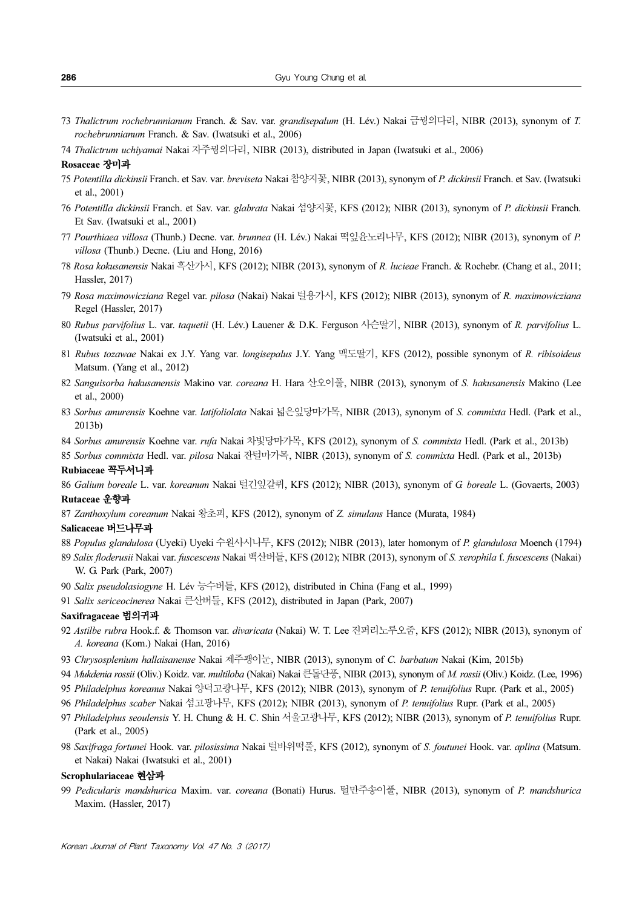73 *Thalictrum rochebrunnianum* Franch. & Sav. var. *grandisepalum* (H. Lév.) Nakai 금꿩의다리, NIBR (2013), synonym of *T. rochebrunnianum* Franch. & Sav. (Iwatsuki et al., 2006)

74 *Thalictrum uchiyamai* Nakai 자주꿩의다리, NIBR (2013), distributed in Japan (Iwatsuki et al., 2006)

**Rosaceae 장미과**

75 *Potentilla dickinsii* Franch. et Sav. var. *breviseta* Nakai 참양지꽃, NIBR (2013), synonym of *P. dickinsii* Franch. et Sav. (Iwatsuki et al., 2001)

76 *Potentilla dickinsii* Franch. et Sav. var. *glabrata* Nakai 섬양지꽃, KFS (2012); NIBR (2013), synonym of *P. dickinsii* Franch. Et Sav. (Iwatsuki et al., 2001)

77 *Pourthiaea villosa* (Thunb.) Decne. var. *brunnea* (H. Lév.) Nakai 떡잎윤노리나무, KFS (2012); NIBR (2013), synonym of *P. villosa* (Thunb.) Decne. (Liu and Hong, 2016)

78 *Rosa kokusanensis* Nakai 흑산가시, KFS (2012); NIBR (2013), synonym of *R. lucieae* Franch. & Rochebr. (Chang et al., 2011; Hassler, 2017)

79 *Rosa maximowicziana* Regel var. *pilosa* (Nakai) Nakai 털용가시, KFS (2012); NIBR (2013), synonym of *R. maximowicziana* Regel (Hassler, 2017)

80 *Rubus parvifolius* L. var. *taquetii* (H. Lév.) Lauener & D.K. Ferguson 사슨딸기, NIBR (2013), synonym of *R. parvifolius* L. (Iwatsuki et al., 2001)

81 *Rubus tozawae* Nakai ex J.Y. Yang var. *longisepalus* J.Y. Yang 맥도딸기, KFS (2012), possible synonym of *R. ribisoideus* Matsum. (Yang et al., 2012)

82 *Sanguisorba hakusanensis* Makino var. *coreana* H. Hara 산오이풀, NIBR (2013), synonym of *S. hakusanensis* Makino (Lee et al., 2000)

83 *Sorbus amurensis* Koehne var. *latifoliolata* Nakai 넓은잎당마가목, NIBR (2013), synonym of *S. commixta* Hedl. (Park et al., 2013b)

84 *Sorbus amurensis* Koehne var. *rufa* Nakai 차빛당마가목, KFS (2012), synonym of *S. commixta* Hedl. (Park et al., 2013b)

85 *Sorbus commixta* Hedl. var. *pilosa* Nakai 잔털마가목, NIBR (2013), synonym of *S. commixta* Hedl. (Park et al., 2013b)

**Rubiaceae 꼭두서니과**

86 *Galium boreale* L. var. *koreanum* Nakai 털긴잎갈퀴, KFS (2012); NIBR (2013), synonym of *G. boreale* L. (Govaerts, 2003)

**Rutaceae 운향과**

87 *Zanthoxylum coreanum* Nakai 왕초피, KFS (2012), synonym of *Z. simulans* Hance (Murata, 1984)

**Salicaceae 버드나무과**

88 *Populus glandulosa* (Uyeki) Uyeki 수원사시나무, KFS (2012); NIBR (2013), later homonym of *P. glandulosa* Moench (1794)

89 *Salix floderusii* Nakai var. *fuscescens* Nakai 백산버들, KFS (2012); NIBR (2013), synonym of *S. xerophila* f. *fuscescens* (Nakai) W. G. Park (Park, 2007)

90 *Salix pseudolasiogyne* H. Lév 능수버들, KFS (2012), distributed in China (Fang et al., 1999)

91 *Salix sericeocinerea* Nakai 큰산버들, KFS (2012), distributed in Japan (Park, 2007)

**Saxifragaceae 범의귀과**

92 *Astilbe rubra* Hook.f. & Thomson var. *divaricata* (Nakai) W. T. Lee 진퍼리노루오줌, KFS (2012); NIBR (2013), synonym of *A. koreana* (Kom.) Nakai (Han, 2016)

93 *Chrysosplenium hallaisanense* Nakai 제주괭이눈, NIBR (2013), synonym of *C. barbatum* Nakai (Kim, 2015b)

94 *Mukdenia rossii* (Oliv.) Koidz. var. *multiloba* (Nakai) Nakai 큰돌단풍, NIBR (2013), synonym of *M. rossii* (Oliv.) Koidz. (Lee, 1996)

95 *Philadelphus koreanus* Nakai 양덕고광나무, KFS (2012); NIBR (2013), synonym of *P. tenuifolius* Rupr. (Park et al., 2005)

96 *Philadelphus scaber* Nakai 섬고광나무, KFS (2012); NIBR (2013), synonym of *P. tenuifolius* Rupr. (Park et al., 2005)

97 *Philadelphus seoulensis* Y. H. Chung & H. C. Shin 서울고광나무, KFS (2012); NIBR (2013), synonym of *P. tenuifolius* Rupr. (Park et al., 2005)

98 *Saxifraga fortunei* Hook. var. *pilosissima* Nakai 털바위떡풀, KFS (2012), synonym of *S. foutunei* Hook. var. *aplina* (Matsum. et Nakai) Nakai (Iwatsuki et al., 2001)

**Scrophulariaceae 현삼과**

99 *Pedicularis mandshurica* Maxim. var. *coreana* (Bonati) Hurus. 털만주송이풀, NIBR (2013), synonym of *P. mandshurica* Maxim. (Hassler, 2017)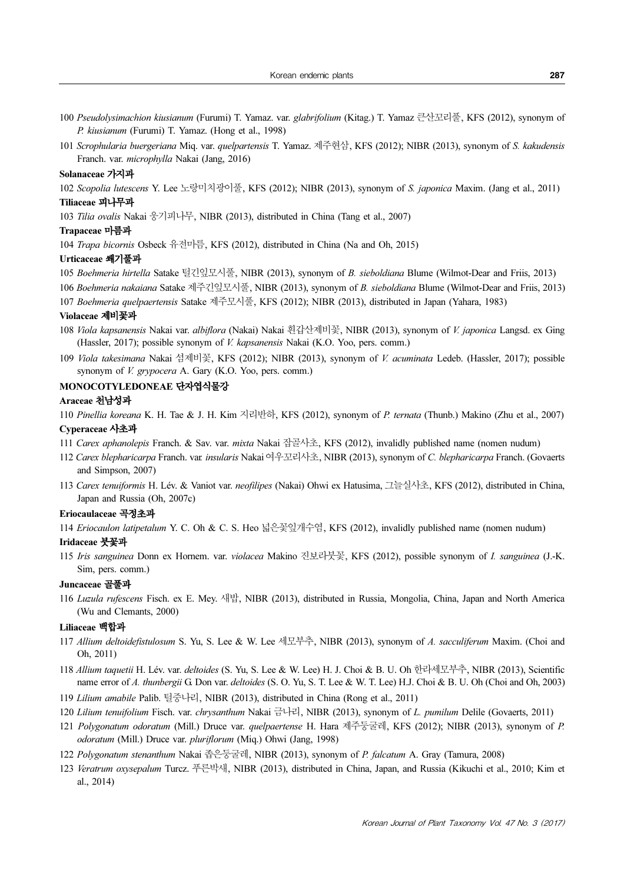100 *Pseudolysimachion kiusianum* (Furumi) T. Yamaz. var. *glabrifolium* (Kitag.) T. Yamaz 큰산꼬리풀, KFS (2012), synonym of *P. kiusianum* (Furumi) T. Yamaz. (Hong et al., 1998)

101 *Scrophularia buergeriana* Miq. var. *quelpartensis* T. Yamaz. 제주현삼, KFS (2012); NIBR (2013), synonym of *S. kakudensis* Franch. var. *microphylla* Nakai (Jang, 2016)

**Solanaceae 가지과**

102 *Scopolia lutescens* Y. Lee 노랑미치광이풀, KFS (2012); NIBR (2013), synonym of *S. japonica* Maxim. (Jang et al., 2011)

**Tiliaceae 피나무과**

103 *Tilia ovalis* Nakai 웅기피나무, NIBR (2013), distributed in China (Tang et al., 2007)

**Trapaceae 마름과**

104 *Trapa bicornis* Osbeck 유전마름, KFS (2012), distributed in China (Na and Oh, 2015)

**Urticaceae 쐐기풀과**

105 *Boehmeria hirtella* Satake 털긴잎모시풀, NIBR (2013), synonym of *B. sieboldiana* Blume (Wilmot-Dear and Friis, 2013)

106 *Boehmeria nakaiana* Satake 제주긴잎모시풀, NIBR (2013), synonym of *B. sieboldiana* Blume (Wilmot-Dear and Friis, 2013)

107 *Boehmeria quelpaertensis* Satake 제주모시풀, KFS (2012); NIBR (2013), distributed in Japan (Yahara, 1983)

**Violaceae 제비꽃과**

108 *Viola kapsanensis* Nakai var. *albiflora* (Nakai) Nakai 흰갑산제비꽃, NIBR (2013), synonym of *V. japonica* Langsd. ex Ging (Hassler, 2017); possible synonym of *V. kapsanensis* Nakai (K.O. Yoo, pers. comm.)

109 *Viola takesimana* Nakai 섬제비꽃, KFS (2012); NIBR (2013), synonym of *V. acuminata* Ledeb. (Hassler, 2017); possible synonym of *V. grypocera* A. Gary (K.O. Yoo, pers. comm.)

**MONOCOTYLEDONEAE 단자엽식물강**

**Araceae 천남성과**

110 *Pinellia koreana* K. H. Tae & J. H. Kim 지리반하, KFS (2012), synonym of *P. ternata* (Thunb.) Makino (Zhu et al., 2007)

**Cyperaceae 사초과**

111 *Carex aphanolepis* Franch. & Sav. var. *mixta* Nakai 잡골사초, KFS (2012), invalidly published name (nomen nudum)

112 *Carex blepharicarpa* Franch. var. *insularis* Nakai 여우꼬리사초, NIBR (2013), synonym of *C. blepharicarpa* Franch. (Govaerts and Simpson, 2007)

113 *Carex tenuiformis* H. Lév. & Vaniot var. *neofilipes* (Nakai) Ohwi ex Hatusima, 그늘실사초, KFS (2012), distributed in China, Japan and Russia (Oh, 2007c)

**Eriocaulaceae 곡정초과**

114 *Eriocaulon latipetalum* Y. C. Oh & C. S. Heo 넓은꽃잎개수염, KFS (2012), invalidly published name (nomen nudum)

**Iridaceae 붓꽃과**

115 *Iris sanguinea* Donn ex Hornem. var. *violacea* Makino 진보라붓꽃, KFS (2012), possible synonym of *I. sanguinea* (J.-K. Sim, pers. comm.)

**Juncaceae 골풀과**

116 *Luzula rufescens* Fisch. ex E. Mey. 새밥, NIBR (2013), distributed in Russia, Mongolia, China, Japan and North America (Wu and Clemants, 2000)

**Liliaceae 백합과**

117 *Allium deltoidefistulosum* S. Yu, S. Lee & W. Lee 세모부추, NIBR (2013), synonym of *A. sacculiferum* Maxim. (Choi and Oh, 2011)

118 *Allium taquetii* H. Lév. var. *deltoides* (S. Yu, S. Lee & W. Lee) H. J. Choi & B. U. Oh 한라세모부추, NIBR (2013), Scientific name error of *A. thunbergii* G. Don var. *deltoides* (S. O. Yu, S. T. Lee & W. T. Lee) H.J. Choi & B. U. Oh (Choi and Oh, 2003)

119 *Lilium amabile* Palib. 털중나리, NIBR (2013), distributed in China (Rong et al., 2011)

120 *Lilium tenuifolium* Fisch. var. *chrysanthum* Nakai 금나리, NIBR (2013), synonym of *L. pumilum* Delile (Govaerts, 2011)

121 *Polygonatum odoratum* (Mill.) Druce var. *quelpaertense* H. Hara 제주둥굴레, KFS (2012); NIBR (2013), synonym of *P. odoratum* (Mill.) Druce var. *pluriflorum* (Miq.) Ohwi (Jang, 1998)

122 *Polygonatum stenanthum* Nakai 좁은둥굴레, NIBR (2013), synonym of *P. falcatum* A. Gray (Tamura, 2008)

123 *Veratrum oxysepalum* Turcz. 푸른박새, NIBR (2013), distributed in China, Japan, and Russia (Kikuchi et al., 2010; Kim et al., 2014)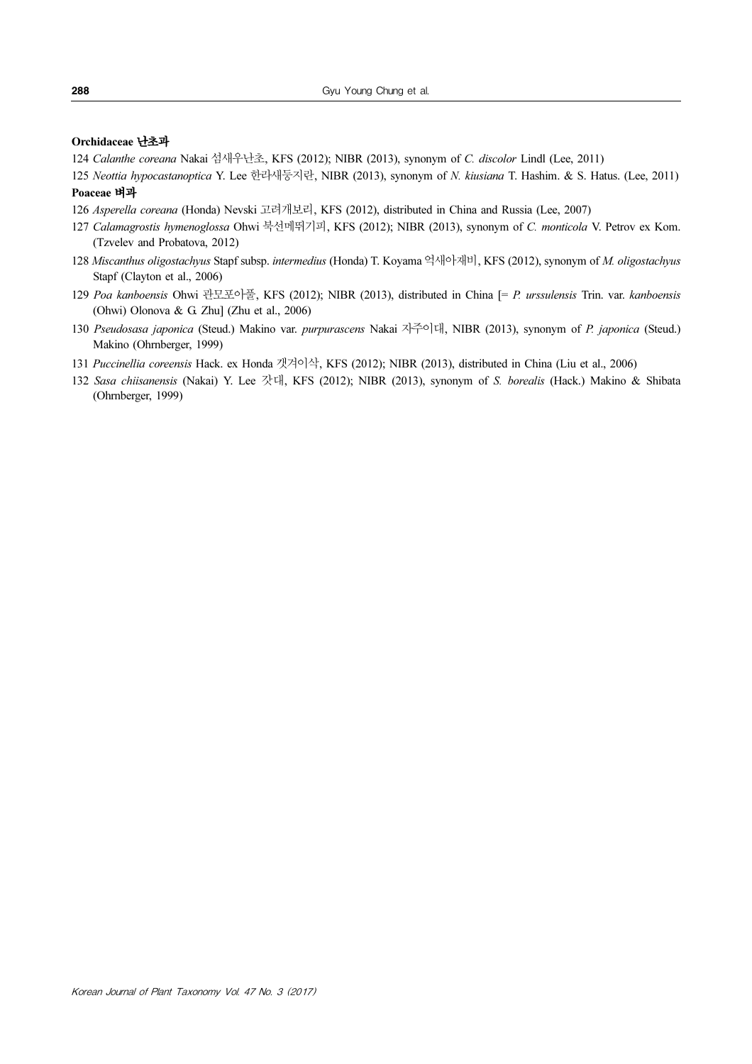**Orchidaceae 난초과**

124 *Calanthe coreana* Nakai 섬새우난초, KFS (2012); NIBR (2013), synonym of *C. discolor* Lindl (Lee, 2011)

125 *Neottia hypocastanoptica* Y. Lee 한라새둥지란, NIBR (2013), synonym of *N. kiusiana* T. Hashim. & S. Hatus. (Lee, 2011)

**Poaceae 벼과**

126 *Asperella coreana* (Honda) Nevski 고려개보리, KFS (2012), distributed in China and Russia (Lee, 2007)

127 *Calamagrostis hymenoglossa* Ohwi 북선메뛰기피, KFS (2012); NIBR (2013), synonym of *C. monticola* V. Petrov ex Kom. (Tzvelev and Probatova, 2012)

128 *Miscanthus oligostachyus* Stapf subsp. *intermedius* (Honda) T. Koyama 억새아재비, KFS (2012), synonym of *M. oligostachyus* Stapf (Clayton et al., 2006)

129 *Poa kanboensis* Ohwi 관모포아풀, KFS (2012); NIBR (2013), distributed in China [= *P. urssulensis* Trin. var. *kanboensis* (Ohwi) Olonova & G. Zhu] (Zhu et al., 2006)

130 *Pseudosasa japonica* (Steud.) Makino var. *purpurascens* Nakai 자주이대, NIBR (2013), synonym of *P. japonica* (Steud.) Makino (Ohrnberger, 1999)

131 *Puccinellia coreensis* Hack. ex Honda 갯겨이삭, KFS (2012); NIBR (2013), distributed in China (Liu et al., 2006)

132 *Sasa chiisanensis* (Nakai) Y. Lee 갓대, KFS (2012); NIBR (2013), synonym of *S. borealis* (Hack.) Makino & Shibata (Ohrnberger, 1999)